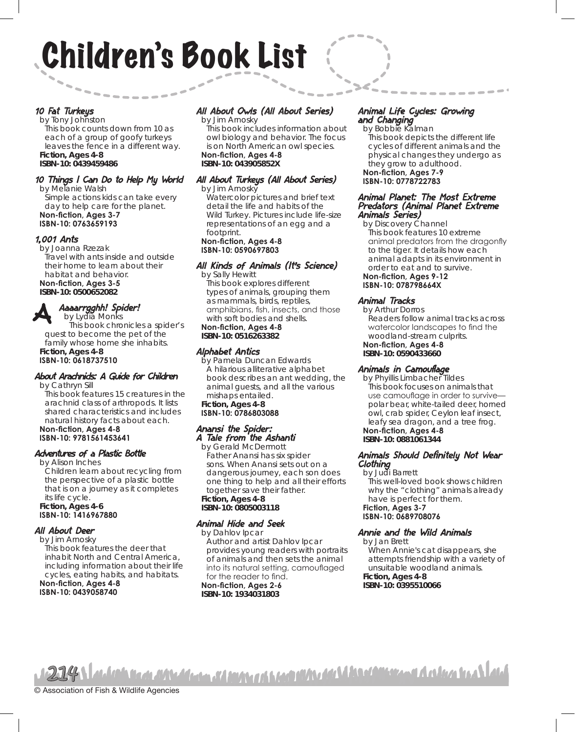# Children's Book List

### *10 Fat Turkeys*

by Tony Johnston

This book counts down from 10 as each of a group of goofy turkeys leaves the fence in a different way.

**Fiction, Ages 4-8**
**ISBN-10: 0439459486**

### *10 Things I Can Do to Help My World*

by Melanie Walsh

Simple actions kids can take every day to help care for the planet.

**Non-fiction, Ages 3-7**
**ISBN-10: 0763659193**

### *1,001 Ants*

by Joanna Rzezak

Travel with ants inside and outside their home to learn about their habitat and behavior.

**Non-fiction, Ages 3-5**
**ISBN-10: 0500652082**

### *Aaaarrgghh! Spider!*

by Lydia Monks

This book chronicles a spider's quest to become the pet of the family whose home she inhabits.

**Fiction, Ages 4-8**
**ISBN-10: 0618737510**

### *About Arachnids: A Guide for Children*

by Cathryn Sill

This book features 15 creatures in the arachnid class of arthropods. It lists shared characteristics and includes natural history facts about each.

**Non-fiction, Ages 4-8**
**ISBN-10: 9781561453641**

### *Adventures of a Plastic Bottle*

by Alison Inches

Children learn about recycling from the perspective of a plastic bottle that is on a journey as it completes its life cycle.

**Fiction, Ages 4-6**
**ISBN-10: 1416967880**

### *All About Deer*

by Jim Arnosky

This book features the deer that inhabit North and Central America, including information about their life cycles, eating habits, and habitats.

**Non-fiction, Ages 4-8**
**ISBN-10: 0439058740**

### *All About Owls (All About Series)*

by Jim Arnosky

This book includes information about owl biology and behavior. The focus is on North American owl species.

**Non-fiction, Ages 4-8**
**ISBN-10: 043905852X**

### *All About Turkeys (All About Series)*

by Jim Arnosky

Watercolor pictures and brief text detail the life and habits of the Wild Turkey. Pictures include life-size representations of an egg and a footprint.

**Non-fiction, Ages 4-8**
**ISBN-10: 0590697803**

### *All Kinds of Animals (It's Science)*

by Sally Hewitt

This book explores different types of animals, grouping them as mammals, birds, reptiles, amphibians, fish, insects, and those with soft bodies and shells.

**Non-fiction, Ages 4-8**
**ISBN-10: 0516263382**

### *Alphabet Antics*

by Pamela Duncan Edwards

A hilarious alliterative alphabet book describes an ant wedding, the animal guests, and all the various mishaps entailed.

**Fiction, Ages 4-8**
**ISBN-10: 0786803088**

### *Anansi the Spider: A Tale from the Ashanti*

by Gerald McDermott

Father Anansi has six spider sons. When Anansi sets out on a dangerous journey, each son does one thing to help and all their efforts together save their father.

**Fiction, Ages 4-8**
**ISBN-10: 0805003118**

### *Animal Hide and Seek*

by Dahlov Ipcar

Author and artist Dahlov Ipcar provides young readers with portraits of animals and then sets the animal into its natural setting, camouflaged for the reader to find.

**Non-fiction, Ages 2-6**
**ISBN-10: 1934031803**

### *Animal Life Cycles: Growing and Changing*

by Bobbie Kalman

This book depicts the different life cycles of different animals and the physical changes they undergo as they grow to adulthood.

**Non-fiction, Ages 7-9**
**ISBN-10: 0778722783**

### *Animal Planet: The Most Extreme Predators (Animal Planet Extreme Animals Series)*

by Discovery Channel

This book features 10 extreme animal predators from the dragonfly to the tiger. It details how each animal adapts in its environment in order to eat and to survive.

**Non-fiction, Ages 9-12**
**ISBN-10: 078798664X**

### *Animal Tracks*

by Arthur Dorros

Readers follow animal tracks across watercolor landscapes to find the woodland-stream culprits.

**Non-fiction, Ages 4-8**
**ISBN-10: 0590433660**

### *Animals in Camouflage*

by Phyillis Limbacher Tildes

This book focuses on animals that use camouflage in order to survive—polar bear, white-tailed deer, horned owl, crab spider, Ceylon leaf insect, leafy sea dragon, and a tree frog.

**Non-fiction, Ages 4-8**
**ISBN-10: 0881061344**

### *Animals Should Definitely Not Wear Clothing*

by Judi Barrett

This well-loved book shows children why the "clothing" animals already have is perfect for them.

**Fiction, Ages 3-7**
**ISBN-10: 0689708076**

### *Annie and the Wild Animals*

by Jan Brett

When Annie's cat disappears, she attempts friendship with a variety of unsuitable woodland animals.

**Fiction, Ages 4-8**
**ISBN-10: 0395510066**

© Association of Fish & Wildlife Agencies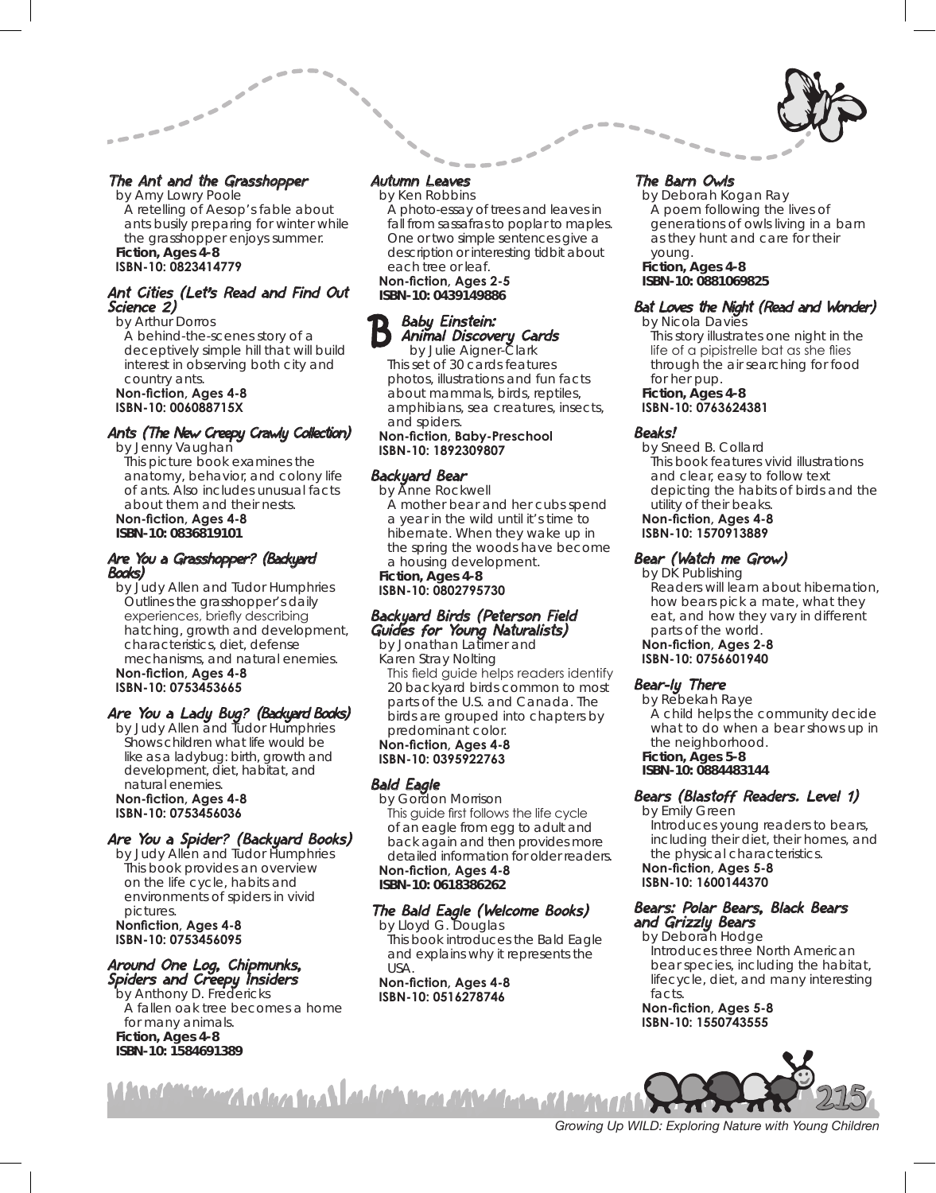### *The Ant and the Grasshopper*

by Amy Lowry Poole

A retelling of Aesop's fable about ants busily preparing for winter while the grasshopper enjoys summer.

**Fiction, Ages 4-8**
**ISBN-10: 0823414779**

### *Ant Cities (Let's Read and Find Out Science 2)*

by Arthur Dorros

A behind-the-scenes story of a deceptively simple hill that will build interest in observing both city and country ants.

**Non-fiction, Ages 4-8**
**ISBN-10: 006088715X**

### *Ants (The New Creepy Crawly Collection)*

by Jenny Vaughan

This picture book examines the anatomy, behavior, and colony life of ants. Also includes unusual facts about them and their nests.

**Non-fiction, Ages 4-8**
**ISBN-10: 0836819101**

### *Are You a Grasshopper? (Backyard Books)*

by Judy Allen and Tudor Humphries

Outlines the grasshopper's daily experiences, briefly describing hatching, growth and development, characteristics, diet, defense mechanisms, and natural enemies.

**Non-fiction, Ages 4-8**
**ISBN-10: 0753453665**

### *Are You a Lady Bug? (Backyard Books)*

by Judy Allen and Tudor Humphries

Shows children what life would be like as a ladybug: birth, growth and development, diet, habitat, and natural enemies.

**Non-fiction, Ages 4-8**
**ISBN-10: 0753456036**

### *Are You a Spider? (Backyard Books)*

by Judy Allen and Tudor Humphries

This book provides an overview on the life cycle, habits and environments of spiders in vivid pictures.

**Nonfiction, Ages 4-8**
**ISBN-10: 0753456095**

### *Around One Log, Chipmunks, Spiders and Creepy Insiders*

by Anthony D. Fredericks

A fallen oak tree becomes a home for many animals.

**Fiction, Ages 4-8**
**ISBN-10: 1584691389**

### *Autumn Leaves*

by Ken Robbins

A photo-essay of trees and leaves in fall from sassafras to poplar to maples. One or two simple sentences give a description or interesting tidbit about each tree or leaf.

**Non-fiction, Ages 2-5**
**ISBN-10: 0439149886**

## B

### *Baby Einstein: Animal Discovery Cards*

by Julie Aigner-Clark

This set of 30 cards features photos, illustrations and fun facts about mammals, birds, reptiles, amphibians, sea creatures, insects, and spiders.

**Non-fiction, Baby-Preschool**
**ISBN-10: 1892309807**

### *Backyard Bear*

by Anne Rockwell

A mother bear and her cubs spend a year in the wild until it's time to hibernate. When they wake up in the spring the woods have become a housing development.

**Fiction, Ages 4-8**
**ISBN-10: 0802795730**

### *Backyard Birds (Peterson Field Guides for Young Naturalists)*

by Jonathan Latimer and Karen Stray Nolting

This field guide helps readers identify 20 backyard birds common to most parts of the U.S. and Canada. The birds are grouped into chapters by predominant color.

**Non-fiction, Ages 4-8**
**ISBN-10: 0395922763**

### *Bald Eagle*

by Gordon Morrison

This guide first follows the life cycle of an eagle from egg to adult and back again and then provides more detailed information for older readers.

**Non-fiction, Ages 4-8**
**ISBN-10: 0618386262**

### *The Bald Eagle (Welcome Books)*

by Lloyd G. Douglas

This book introduces the Bald Eagle and explains why it represents the USA.

**Non-fiction, Ages 4-8**
**ISBN-10: 0516278746**

### *The Barn Owls*

by Deborah Kogan Ray

A poem following the lives of generations of owls living in a barn as they hunt and care for their young.

**Fiction, Ages 4-8**
**ISBN-10: 0881069825**

### *Bat Loves the Night (Read and Wonder)*

by Nicola Davies

This story illustrates one night in the life of a pipistrelle bat as she flies through the air searching for food for her pup.

**Fiction, Ages 4-8**
**ISBN-10: 0763624381**

### *Beaks!*

by Sneed B. Collard

This book features vivid illustrations and clear, easy to follow text depicting the habits of birds and the utility of their beaks.

**Non-fiction, Ages 4-8**
**ISBN-10: 1570913889**

### *Bear (Watch me Grow)*

by DK Publishing

Readers will learn about hibernation, how bears pick a mate, what they eat, and how they vary in different parts of the world.

**Non-fiction, Ages 2-8**
**ISBN-10: 0756601940**

### *Bear-ly There*

by Rebekah Raye

A child helps the community decide what to do when a bear shows up in the neighborhood.

**Fiction, Ages 5-8**
**ISBN-10: 0884483144**

### *Bears (Blastoff Readers. Level 1)*

by Emily Green

Introduces young readers to bears, including their diet, their homes, and the physical characteristics.

**Non-fiction, Ages 5-8**
**ISBN-10: 1600144370**

### *Bears: Polar Bears, Black Bears and Grizzly Bears*

by Deborah Hodge

Introduces three North American bear species, including the habitat, lifecycle, diet, and many interesting facts.

**Non-fiction, Ages 5-8**
**ISBN-10: 1550743555**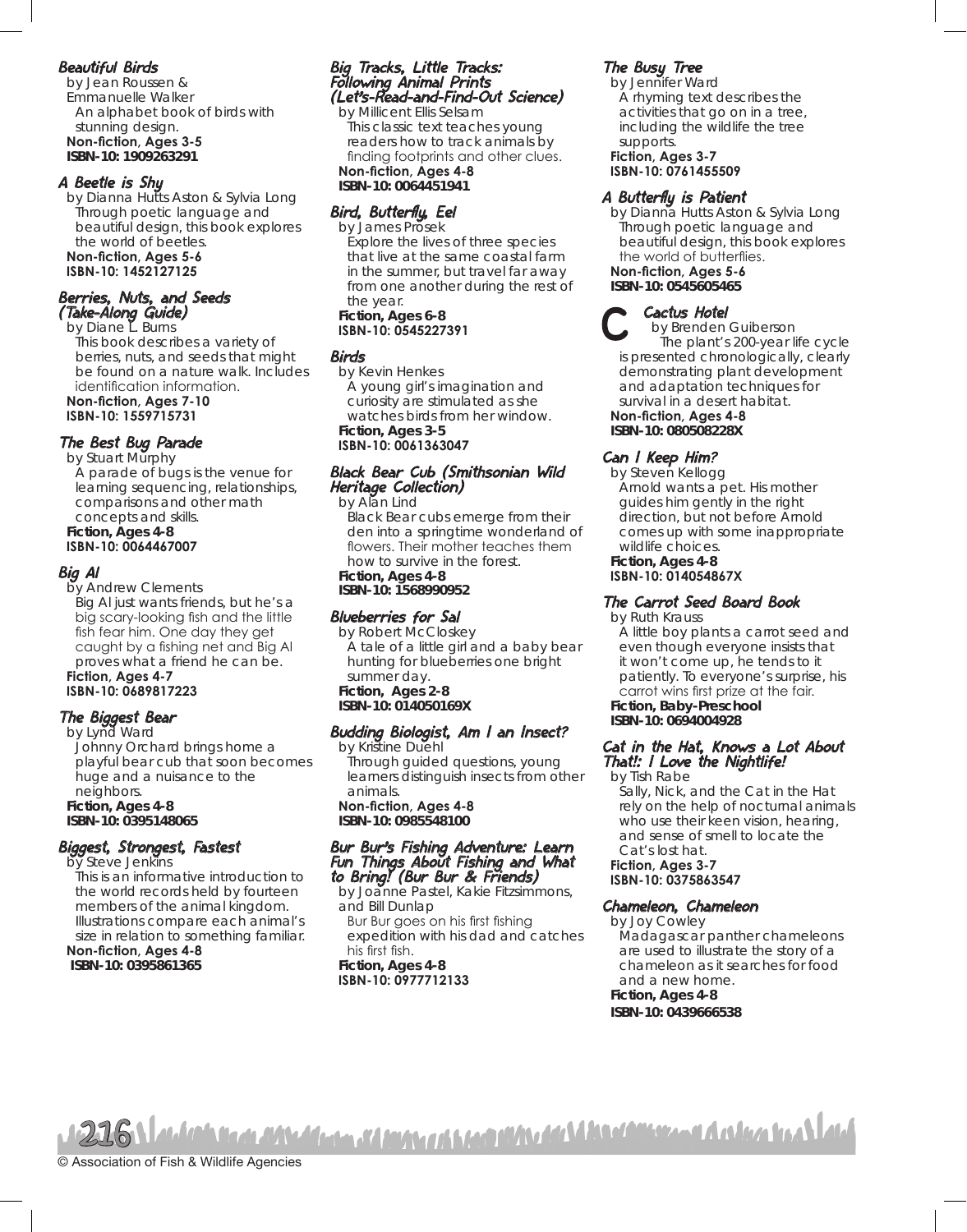### *Beautiful Birds*

by Jean Roussen & Emmanuelle Walker

An alphabet book of birds with stunning design.

**Non-fiction, Ages 3-5**
**ISBN-10: 1909263291**

### *A Beetle is Shy*

by Dianna Hutts Aston & Sylvia Long

Through poetic language and beautiful design, this book explores the world of beetles.

**Non-fiction, Ages 5-6**
**ISBN-10: 1452127125**

### *Berries, Nuts, and Seeds (Take-Along Guide)*

by Diane L. Burns

This book describes a variety of berries, nuts, and seeds that might be found on a nature walk. Includes identification information.

**Non-fiction, Ages 7-10**
**ISBN-10: 1559715731**

### *The Best Bug Parade*

by Stuart Murphy

A parade of bugs is the venue for learning sequencing, relationships, comparisons and other math concepts and skills.

**Fiction, Ages 4-8**
**ISBN-10: 0064467007**

### *Big Al*

by Andrew Clements

Big Al just wants friends, but he's a big scary-looking fish and the little fish fear him. One day they get caught by a fishing net and Big Al proves what a friend he can be.

**Fiction, Ages 4-7**
**ISBN-10: 0689817223**

### *The Biggest Bear*

by Lynd Ward

Johnny Orchard brings home a playful bear cub that soon becomes huge and a nuisance to the neighbors.

**Fiction, Ages 4-8**
**ISBN-10: 0395148065**

### *Biggest, Strongest, Fastest*

by Steve Jenkins

This is an informative introduction to the world records held by fourteen members of the animal kingdom. Illustrations compare each animal's size in relation to something familiar.

**Non-fiction, Ages 4-8**
**ISBN-10: 0395861365**

### *Big Tracks, Little Tracks: Following Animal Prints (Let's-Read-and-Find-Out Science)*

by Millicent Ellis Selsam

This classic text teaches young readers how to track animals by finding footprints and other clues.

**Non-fiction, Ages 4-8**
**ISBN-10: 0064451941**

### *Bird, Butterfly, Eel*

by James Prosek

Explore the lives of three species that live at the same coastal farm in the summer, but travel far away from one another during the rest of the year.

**Fiction, Ages 6-8**
**ISBN-10: 0545227391**

### *Birds*

by Kevin Henkes

A young girl's imagination and curiosity are stimulated as she watches birds from her window.

**Fiction, Ages 3-5**
**ISBN-10: 0061363047**

### *Black Bear Cub (Smithsonian Wild Heritage Collection)*

by Alan Lind

Black Bear cubs emerge from their den into a springtime wonderland of flowers. Their mother teaches them how to survive in the forest.

**Fiction, Ages 4-8**
**ISBN-10: 1568990952**

### *Blueberries for Sal*

by Robert McCloskey

A tale of a little girl and a baby bear hunting for blueberries one bright summer day.

**Fiction, Ages 2-8**
**ISBN-10: 014050169X**

### *Budding Biologist, Am I an Insect?*

by Kristine Duehl

Through guided questions, young learners distinguish insects from other animals.

**Non-fiction, Ages 4-8**
**ISBN-10: 0985548100**

### *Bur Bur's Fishing Adventure: Learn Fun Things About Fishing and What to Bring! (Bur Bur & Friends)*

by Joanne Pastel, Kakie Fitzsimmons, and Bill Dunlap

Bur Bur goes on his first fishing expedition with his dad and catches his first fish.

**Fiction, Ages 4-8**
**ISBN-10: 0977712133**

### *The Busy Tree*

by Jennifer Ward

A rhyming text describes the activities that go on in a tree, including the wildlife the tree supports.

**Fiction, Ages 3-7**
**ISBN-10: 0761455509**

### *A Butterfly is Patient*

by Dianna Hutts Aston & Sylvia Long

Through poetic language and beautiful design, this book explores the world of butterflies.

**Non-fiction, Ages 5-6**
**ISBN-10: 0545605465**

## C

### *Cactus Hotel*

by Brenden Guiberson

The plant's 200-year life cycle is presented chronologically, clearly demonstrating plant development and adaptation techniques for survival in a desert habitat.

**Non-fiction, Ages 4-8**
**ISBN-10: 080508228X**

### *Can I Keep Him?*

by Steven Kellogg

Arnold wants a pet. His mother guides him gently in the right direction, but not before Arnold comes up with some inappropriate wildlife choices.

**Fiction, Ages 4-8**
**ISBN-10: 014054867X**

### *The Carrot Seed Board Book*

by Ruth Krauss

A little boy plants a carrot seed and even though everyone insists that it won't come up, he tends to it patiently. To everyone's surprise, his carrot wins first prize at the fair.

**Fiction, Baby-Preschool**
**ISBN-10: 0694004928**

### *Cat in the Hat, Knows a Lot About That!: I Love the Nightlife!*

by Tish Rabe

Sally, Nick, and the Cat in the Hat rely on the help of nocturnal animals who use their keen vision, hearing, and sense of smell to locate the Cat's lost hat.

**Fiction, Ages 3-7**
**ISBN-10: 0375863547**

### *Chameleon, Chameleon*

by Joy Cowley

Madagascar panther chameleons are used to illustrate the story of a chameleon as it searches for food and a new home.

**Fiction, Ages 4-8**
**ISBN-10: 0439666538**

© Association of Fish & Wildlife Agencies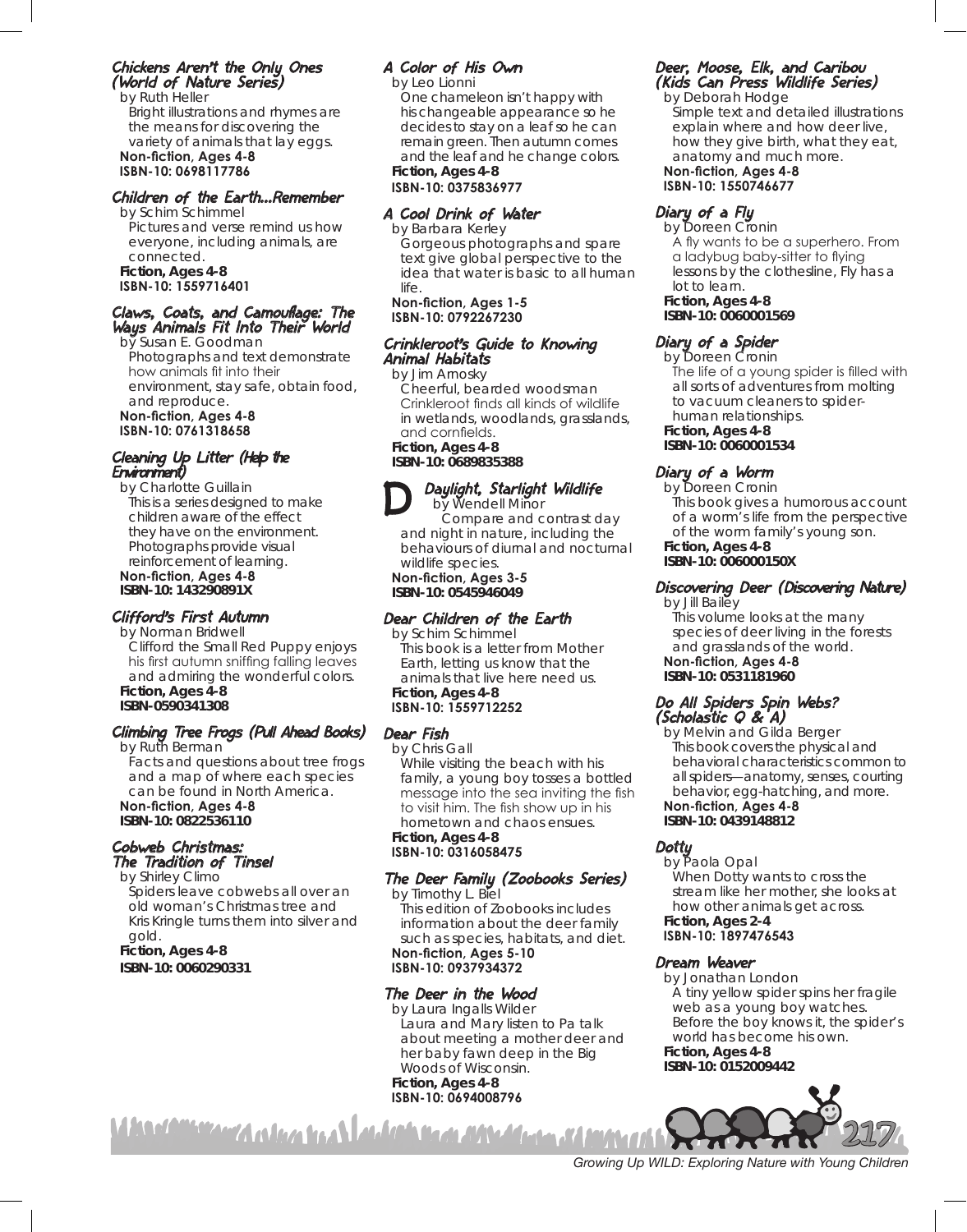### Chickens Aren't the Only Ones (World of Nature Series)

by Ruth Heller

Bright illustrations and rhymes are the means for discovering the variety of animals that lay eggs.

**Non-fiction, Ages 4-8**
**ISBN-10: 0698117786**

### Children of the Earth...Remember

by Schim Schimmel

Pictures and verse remind us how everyone, including animals, are connected.

**Fiction, Ages 4-8**
**ISBN-10: 1559716401**

### Claws, Coats, and Camouflage: The Ways Animals Fit Into Their World

by Susan E. Goodman

Photographs and text demonstrate how animals fit into their environment, stay safe, obtain food, and reproduce.

**Non-fiction, Ages 4-8**
**ISBN-10: 0761318658**

### Cleaning Up Litter (Help the Environment)

by Charlotte Guillain

This is a series designed to make children aware of the effect they have on the environment. Photographs provide visual reinforcement of learning.

**Non-fiction, Ages 4-8**
**ISBN-10: 143290891X**

### Clifford's First Autumn

by Norman Bridwell

Clifford the Small Red Puppy enjoys his first autumn sniffing falling leaves and admiring the wonderful colors.

**Fiction, Ages 4-8**
**ISBN-0590341308**

### Climbing Tree Frogs (Pull Ahead Books)

by Ruth Berman

Facts and questions about tree frogs and a map of where each species can be found in North America.

**Non-fiction, Ages 4-8**
**ISBN-10: 0822536110**

### Cobweb Christmas: The Tradition of Tinsel

by Shirley Climo

Spiders leave cobwebs all over an old woman's Christmas tree and Kris Kringle turns them into silver and gold.

**Fiction, Ages 4-8**
**ISBN-10: 0060290331**

### A Color of His Own

by Leo Lionni

One chameleon isn't happy with his changeable appearance so he decides to stay on a leaf so he can remain green. Then autumn comes and the leaf and he change colors.

**Fiction, Ages 4-8**
**ISBN-10: 0375836977**

### A Cool Drink of Water

by Barbara Kerley

Gorgeous photographs and spare text give global perspective to the idea that water is basic to all human life.

**Non-fiction, Ages 1-5**
**ISBN-10: 0792267230**

### Crinkleroot's Guide to Knowing Animal Habitats

by Jim Arnosky

Cheerful, bearded woodsman Crinkleroot finds all kinds of wildlife in wetlands, woodlands, grasslands, and cornfields.

**Fiction, Ages 4-8**
**ISBN-10: 0689835388**

## D

### Daylight, Starlight Wildlife

by Wendell Minor

Compare and contrast day and night in nature, including the behaviours of diurnal and nocturnal wildlife species.

**Non-fiction, Ages 3-5**
**ISBN-10: 0545946049**

### Dear Children of the Earth

by Schim Schimmel

This book is a letter from Mother Earth, letting us know that the animals that live here need us.

**Fiction, Ages 4-8**
**ISBN-10: 1559712252**

### Dear Fish

by Chris Gall

While visiting the beach with his family, a young boy tosses a bottled message into the sea inviting the fish to visit him. The fish show up in his hometown and chaos ensues.

**Fiction, Ages 4-8**
**ISBN-10: 0316058475**

### The Deer Family (Zoobooks Series)

by Timothy L. Biel

This edition of Zoobooks includes information about the deer family such as species, habitats, and diet.

**Non-fiction, Ages 5-10**
**ISBN-10: 0937934372**

### The Deer in the Wood

by Laura Ingalls Wilder

Laura and Mary listen to Pa talk about meeting a mother deer and her baby fawn deep in the Big Woods of Wisconsin.

**Fiction, Ages 4-8**
**ISBN-10: 0694008796**

### Deer, Moose, Elk, and Caribou (Kids Can Press Wildlife Series)

by Deborah Hodge

Simple text and detailed illustrations explain where and how deer live, how they give birth, what they eat, anatomy and much more.

**Non-fiction, Ages 4-8**
**ISBN-10: 1550746677**

### Diary of a Fly

by Doreen Cronin

A fly wants to be a superhero. From a ladybug baby-sitter to flying lessons by the clothesline, Fly has a lot to learn.

**Fiction, Ages 4-8**
**ISBN-10: 0060001569**

### Diary of a Spider

by Doreen Cronin

The life of a young spider is filled with all sorts of adventures from molting to vacuum cleaners to spider-human relationships.

**Fiction, Ages 4-8**
**ISBN-10: 0060001534**

### Diary of a Worm

by Doreen Cronin

This book gives a humorous account of a worm's life from the perspective of the worm family's young son.

**Fiction, Ages 4-8**
**ISBN-10: 006000150X**

### Discovering Deer (Discovering Nature)

by Jill Bailey

This volume looks at the many species of deer living in the forests and grasslands of the world.

**Non-fiction, Ages 4-8**
**ISBN-10: 0531181960**

### Do All Spiders Spin Webs? (Scholastic Q & A)

by Melvin and Gilda Berger

This book covers the physical and behavioral characteristics common to all spiders—anatomy, senses, courting behavior, egg-hatching, and more.

**Non-fiction, Ages 4-8**
**ISBN-10: 0439148812**

### Dotty

by Paola Opal

When Dotty wants to cross the stream like her mother, she looks at how other animals get across.

**Fiction, Ages 2-4**
**ISBN-10: 1897476543**

### Dream Weaver

by Jonathan London

A tiny yellow spider spins her fragile web as a young boy watches. Before the boy knows it, the spider's world has become his own.

**Fiction, Ages 4-8**
**ISBN-10: 0152009442**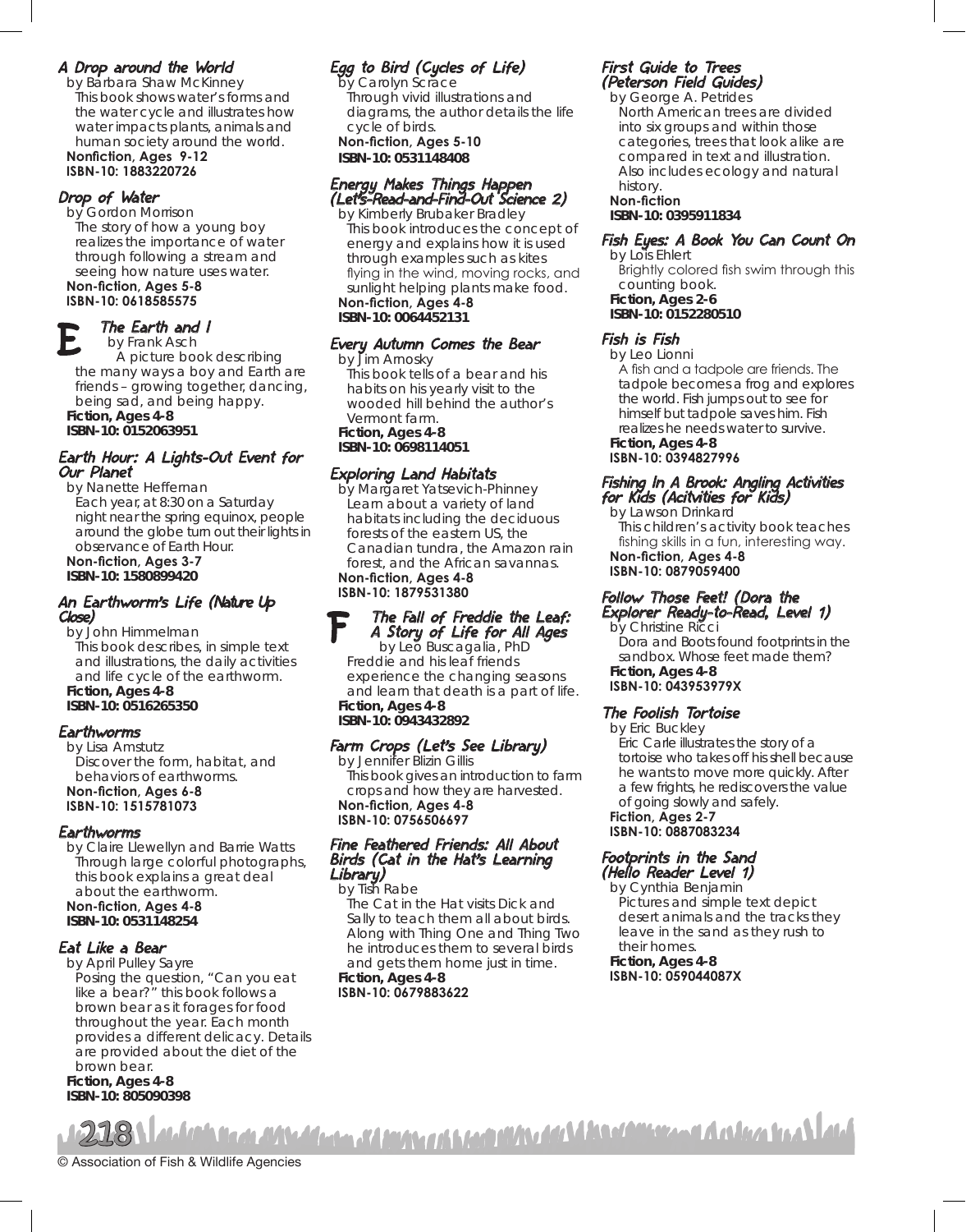### A Drop around the World

by Barbara Shaw McKinney

This book shows water's forms and the water cycle and illustrates how water impacts plants, animals and human society around the world.

**Nonfiction, Ages 9-12**
**ISBN-10: 1883220726**

### Drop of Water

by Gordon Morrison

The story of how a young boy realizes the importance of water through following a stream and seeing how nature uses water.

**Non-fiction, Ages 5-8**
**ISBN-10: 0618585575**

## E

### The Earth and I

by Frank Asch

A picture book describing the many ways a boy and Earth are friends – growing together, dancing, being sad, and being happy.

**Fiction, Ages 4-8**
**ISBN-10: 0152063951**

### Earth Hour: A Lights-Out Event for Our Planet

by Nanette Heffernan

Each year, at 8:30 on a Saturday night near the spring equinox, people around the globe turn out their lights in observance of Earth Hour.

**Non-fiction, Ages 3-7**
**ISBN-10: 1580899420**

### An Earthworm's Life (Nature Up Close)

by John Himmelman

This book describes, in simple text and illustrations, the daily activities and life cycle of the earthworm.

**Fiction, Ages 4-8**
**ISBN-10: 0516265350**

### Earthworms

by Lisa Amstutz

Discover the form, habitat, and behaviors of earthworms.

**Non-fiction, Ages 6-8**
**ISBN-10: 1515781073**

### Earthworms

by Claire Llewellyn and Barrie Watts

Through large colorful photographs, this book explains a great deal about the earthworm.

**Non-fiction, Ages 4-8**
**ISBN-10: 0531148254**

### Eat Like a Bear

by April Pulley Sayre

Posing the question, "Can you eat like a bear?" this book follows a brown bear as it forages for food throughout the year. Each month provides a different delicacy. Details are provided about the diet of the brown bear.

**Fiction, Ages 4-8**
**ISBN-10: 805090398**

### Egg to Bird (Cycles of Life)

by Carolyn Scrace

Through vivid illustrations and diagrams, the author details the life cycle of birds.

**Non-fiction, Ages 5-10**
**ISBN-10: 0531148408**

### Energy Makes Things Happen (Let's-Read-and-Find-Out Science 2)

by Kimberly Brubaker Bradley

This book introduces the concept of energy and explains how it is used through examples such as kites flying in the wind, moving rocks, and sunlight helping plants make food.

**Non-fiction, Ages 4-8**
**ISBN-10: 0064452131**

### Every Autumn Comes the Bear

by Jim Arnosky

This book tells of a bear and his habits on his yearly visit to the wooded hill behind the author's Vermont farm.

**Fiction, Ages 4-8**
**ISBN-10: 0698114051**

### Exploring Land Habitats

by Margaret Yatsevich-Phinney

Learn about a variety of land habitats including the deciduous forests of the eastern US, the Canadian tundra, the Amazon rain forest, and the African savannas.

**Non-fiction, Ages 4-8**
**ISBN-10: 1879531380**

## F

### The Fall of Freddie the Leaf: A Story of Life for All Ages

by Leo Buscagalia, PhD

Freddie and his leaf friends experience the changing seasons and learn that death is a part of life.

**Fiction, Ages 4-8**
**ISBN-10: 0943432892**

### Farm Crops (Let's See Library)

by Jennifer Blizin Gillis

This book gives an introduction to farm crops and how they are harvested.

**Non-fiction, Ages 4-8**
**ISBN-10: 0756506697**

### Fine Feathered Friends: All About Birds (Cat in the Hat's Learning Library)

by Tish Rabe

The Cat in the Hat visits Dick and Sally to teach them all about birds. Along with Thing One and Thing Two he introduces them to several birds and gets them home just in time.

**Fiction, Ages 4-8**
**ISBN-10: 0679883622**

### First Guide to Trees (Peterson Field Guides)

by George A. Petrides

North American trees are divided into six groups and within those categories, trees that look alike are compared in text and illustration. Also includes ecology and natural history.

**Non-fiction**
**ISBN-10: 0395911834**

### Fish Eyes: A Book You Can Count On

by Lois Ehlert

Brightly colored fish swim through this counting book.

**Fiction, Ages 2-6**
**ISBN-10: 0152280510**

### Fish is Fish

by Leo Lionni

A fish and a tadpole are friends. The tadpole becomes a frog and explores the world. Fish jumps out to see for himself but tadpole saves him. Fish realizes he needs water to survive.

**Fiction, Ages 4-8**
**ISBN-10: 0394827996**

### Fishing In A Brook: Angling Activities for Kids (Acitvities for Kids)

by Lawson Drinkard

This children's activity book teaches fishing skills in a fun, interesting way.

**Non-fiction, Ages 4-8**
**ISBN-10: 0879059400**

### Follow Those Feet! (Dora the Explorer Ready-to-Read, Level 1)

by Christine Ricci

Dora and Boots found footprints in the sandbox. Whose feet made them?

**Fiction, Ages 4-8**
**ISBN-10: 043953979X**

### The Foolish Tortoise

by Eric Buckley

Eric Carle illustrates the story of a tortoise who takes off his shell because he wants to move more quickly. After a few frights, he rediscovers the value of going slowly and safely.

**Fiction, Ages 2-7**
**ISBN-10: 0887083234**

### Footprints in the Sand (Hello Reader Level 1)

by Cynthia Benjamin

Pictures and simple text depict desert animals and the tracks they leave in the sand as they rush to their homes.

**Fiction, Ages 4-8**
**ISBN-10: 059044087X**

© Association of Fish & Wildlife Agencies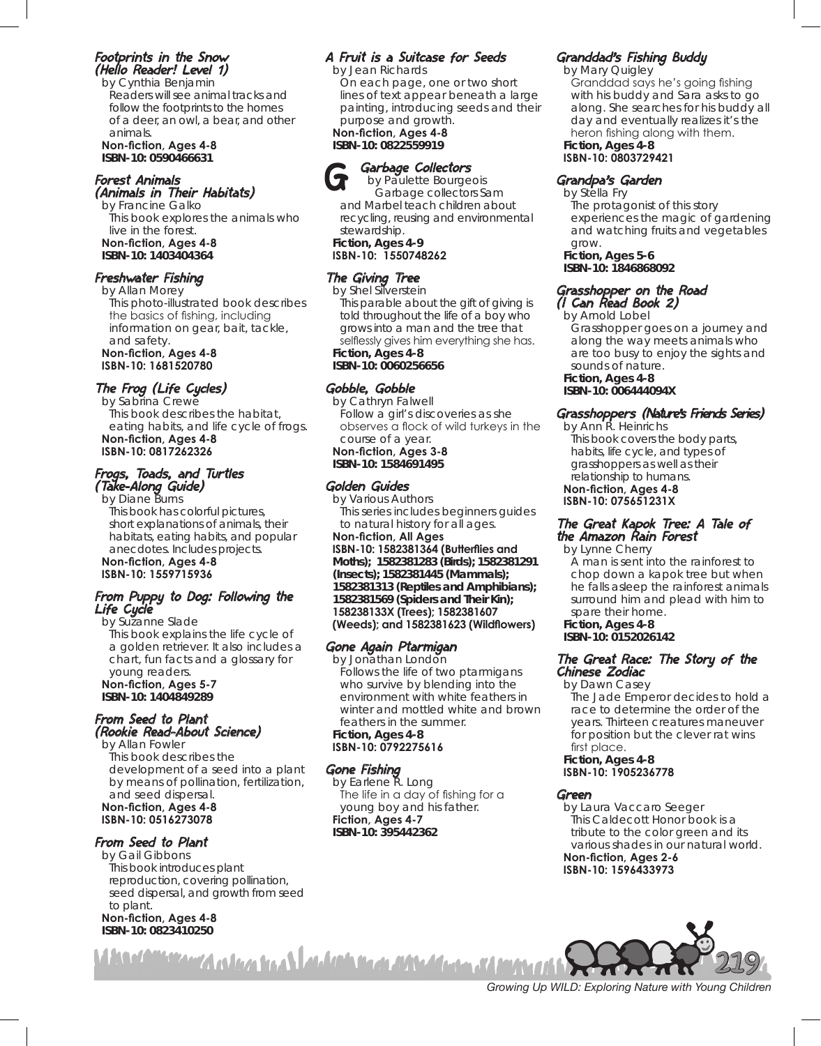### Footprints in the Snow (Hello Reader! Level 1)

by Cynthia Benjamin

Readers will see animal tracks and follow the footprints to the homes of a deer, an owl, a bear, and other animals.

**Non-fiction, Ages 4-8**
**ISBN-10: 0590466631**

### Forest Animals (Animals in Their Habitats)

by Francine Galko

This book explores the animals who live in the forest.

**Non-fiction, Ages 4-8**
**ISBN-10: 1403404364**

### Freshwater Fishing

by Allan Morey

This photo-illustrated book describes the basics of fishing, including information on gear, bait, tackle, and safety.

**Non-fiction, Ages 4-8**
**ISBN-10: 1681520780**

### The Frog (Life Cycles)

by Sabrina Crewe

This book describes the habitat, eating habits, and life cycle of frogs.

**Non-fiction, Ages 4-8**
**ISBN-10: 0817262326**

### Frogs, Toads, and Turtles (Take-Along Guide)

by Diane Burns

This book has colorful pictures, short explanations of animals, their habitats, eating habits, and popular anecdotes. Includes projects.

**Non-fiction, Ages 4-8**
**ISBN-10: 1559715936**

### From Puppy to Dog: Following the Life Cycle

by Suzanne Slade

This book explains the life cycle of a golden retriever. It also includes a chart, fun facts and a glossary for young readers.

**Non-fiction, Ages 5-7**
**ISBN-10: 1404849289**

### From Seed to Plant (Rookie Read-About Science)

by Allan Fowler

This book describes the development of a seed into a plant by means of pollination, fertilization, and seed dispersal.

**Non-fiction, Ages 4-8**
**ISBN-10: 0516273078**

### From Seed to Plant

by Gail Gibbons

This book introduces plant reproduction, covering pollination, seed dispersal, and growth from seed to plant.

**Non-fiction, Ages 4-8**
**ISBN-10: 0823410250**

### A Fruit is a Suitcase for Seeds

by Jean Richards

On each page, one or two short lines of text appear beneath a large painting, introducing seeds and their purpose and growth.

**Non-fiction, Ages 4-8**
**ISBN-10: 0822559919**

## G

### Garbage Collectors

by Paulette Bourgeois

Garbage collectors Sam and Marbel teach children about recycling, reusing and environmental stewardship.

**Fiction, Ages 4-9**
**ISBN-10: 1550748262**

### The Giving Tree

by Shel Silverstein

This parable about the gift of giving is told throughout the life of a boy who grows into a man and the tree that selflessly gives him everything she has.

**Fiction, Ages 4-8**
**ISBN-10: 0060256656**

### Gobble, Gobble

by Cathryn Falwell

Follow a girl's discoveries as she observes a flock of wild turkeys in the course of a year.

**Non-fiction, Ages 3-8**
**ISBN-10: 1584691495**

### Golden Guides

by Various Authors

This series includes beginners guides to natural history for all ages.

**Non-fiction, All Ages**
**ISBN-10: 1582381364 (Butterflies and Moths); 1582381283 (Birds); 1582381291 (Insects); 1582381445 (Mammals); 1582381313 (Reptiles and Amphibians); 1582381569 (Spiders and Their Kin); 158238133X (Trees); 1582381607 (Weeds); and 1582381623 (Wildflowers)**

### Gone Again Ptarmigan

by Jonathan London

Follows the life of two ptarmigans who survive by blending into the environment with white feathers in winter and mottled white and brown feathers in the summer.

**Fiction, Ages 4-8**
**ISBN-10: 0792275616**

### Gone Fishing

by Earlene R. Long

The life in a day of fishing for a young boy and his father.

**Fiction, Ages 4-7**
**ISBN-10: 395442362**

### Granddad's Fishing Buddy

by Mary Quigley

Granddad says he's going fishing with his buddy and Sara asks to go along. She searches for his buddy all day and eventually realizes it's the heron fishing along with them.

**Fiction, Ages 4-8**
**ISBN-10: 0803729421**

### Grandpa's Garden

by Stella Fry

The protagonist of this story experiences the magic of gardening and watching fruits and vegetables grow.

**Fiction, Ages 5-6**
**ISBN-10: 1846868092**

### Grasshopper on the Road (I Can Read Book 2)

by Arnold Lobel

Grasshopper goes on a journey and along the way meets animals who are too busy to enjoy the sights and sounds of nature.

**Fiction, Ages 4-8**
**ISBN-10: 006444094X**

### Grasshoppers (Nature's Friends Series)

by Ann R. Heinrichs

This book covers the body parts, habits, life cycle, and types of grasshoppers as well as their relationship to humans.

**Non-fiction, Ages 4-8**
**ISBN-10: 075651231X**

### The Great Kapok Tree: A Tale of the Amazon Rain Forest

by Lynne Cherry

A man is sent into the rainforest to chop down a kapok tree but when he falls asleep the rainforest animals surround him and plead with him to spare their home.

**Fiction, Ages 4-8**
**ISBN-10: 0152026142**

### The Great Race: The Story of the Chinese Zodiac

by Dawn Casey

The Jade Emperor decides to hold a race to determine the order of the years. Thirteen creatures maneuver for position but the clever rat wins first place.

**Fiction, Ages 4-8**
**ISBN-10: 1905236778**

### Green

by Laura Vaccaro Seeger

This Caldecott Honor book is a tribute to the color green and its various shades in our natural world.

**Non-fiction, Ages 2-6**
**ISBN-10: 1596433973**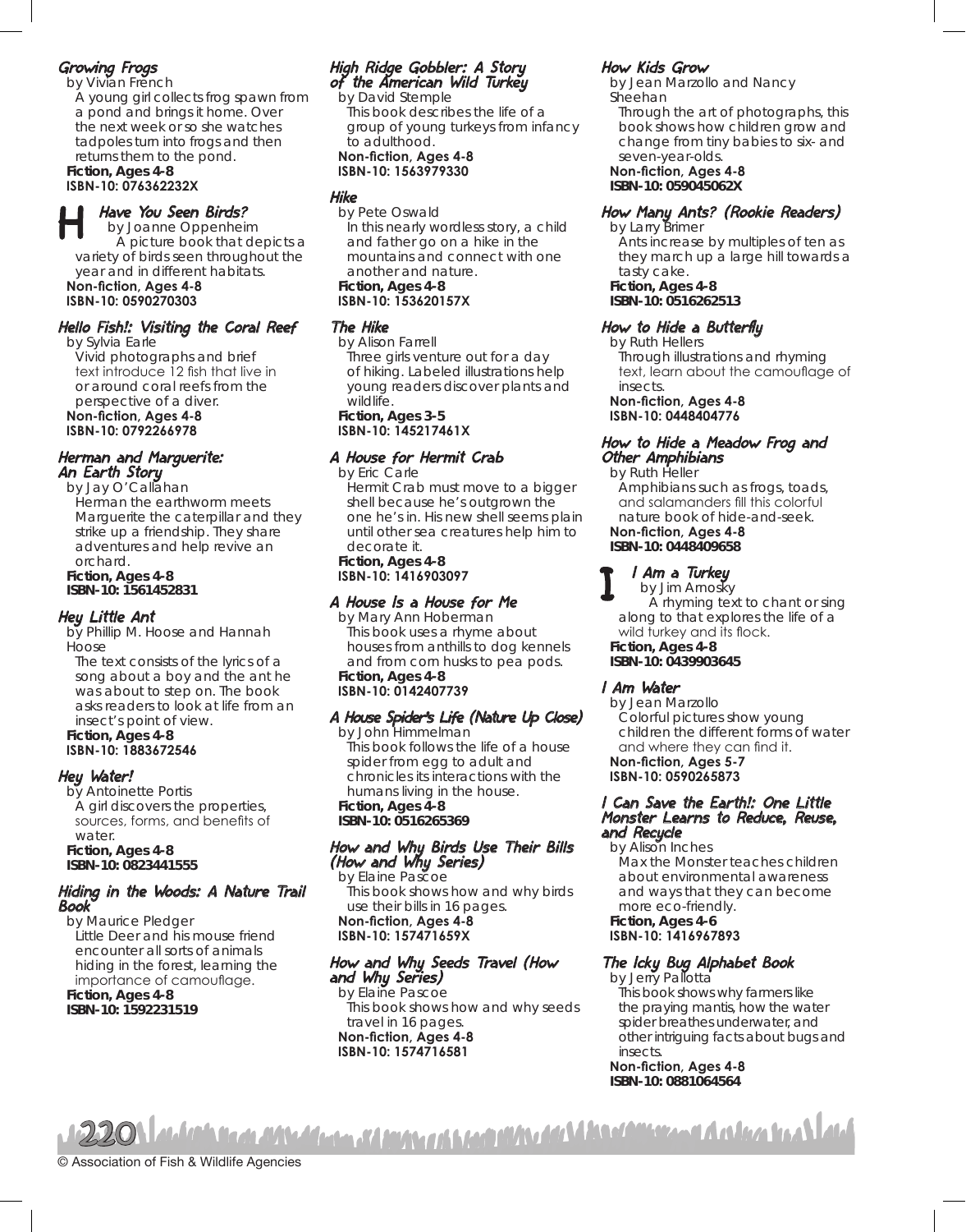### *Growing Frogs*
by Vivian French

A young girl collects frog spawn from a pond and brings it home. Over the next week or so she watches tadpoles turn into frogs and then returns them to the pond.

**Fiction, Ages 4-8**
**ISBN-10: 076362232X**

## H

### *Have You Seen Birds?*
by Joanne Oppenheim

A picture book that depicts a variety of birds seen throughout the year and in different habitats.

**Non-fiction, Ages 4-8**
**ISBN-10: 0590270303**

### *Hello Fish!: Visiting the Coral Reef*
by Sylvia Earle

Vivid photographs and brief text introduce 12 fish that live in or around coral reefs from the perspective of a diver.

**Non-fiction, Ages 4-8**
**ISBN-10: 0792266978**

### *Herman and Marguerite: An Earth Story*
by Jay O'Callahan

Herman the earthworm meets Marguerite the caterpillar and they strike up a friendship. They share adventures and help revive an orchard.

**Fiction, Ages 4-8**
**ISBN-10: 1561452831**

### *Hey Little Ant*
by Phillip M. Hoose and Hannah Hoose

The text consists of the lyrics of a song about a boy and the ant he was about to step on. The book asks readers to look at life from an insect's point of view.

**Fiction, Ages 4-8**
**ISBN-10: 1883672546**

### *Hey Water!*
by Antoinette Portis

A girl discovers the properties, sources, forms, and benefits of water.

**Fiction, Ages 4-8**
**ISBN-10: 0823441555**

### *Hiding in the Woods: A Nature Trail Book*
by Maurice Pledger

Little Deer and his mouse friend encounter all sorts of animals hiding in the forest, learning the importance of camouflage.

**Fiction, Ages 4-8**
**ISBN-10: 1592231519**

### *High Ridge Gobbler: A Story of the American Wild Turkey*
by David Stemple

This book describes the life of a group of young turkeys from infancy to adulthood.

**Non-fiction, Ages 4-8**
**ISBN-10: 1563979330**

### *Hike*
by Pete Oswald

In this nearly wordless story, a child and father go on a hike in the mountains and connect with one another and nature.

**Fiction, Ages 4-8**
**ISBN-10: 153620157X**

### *The Hike*
by Alison Farrell

Three girls venture out for a day of hiking. Labeled illustrations help young readers discover plants and wildlife.

**Fiction, Ages 3-5**
**ISBN-10: 145217461X**

### *A House for Hermit Crab*
by Eric Carle

Hermit Crab must move to a bigger shell because he's outgrown the one he's in. His new shell seems plain until other sea creatures help him to decorate it.

**Fiction, Ages 4-8**
**ISBN-10: 1416903097**

### *A House Is a House for Me*
by Mary Ann Hoberman

This book uses a rhyme about houses from anthills to dog kennels and from corn husks to pea pods.

**Fiction, Ages 4-8**
**ISBN-10: 0142407739**

### *A House Spider's Life (Nature Up Close)*
by John Himmelman

This book follows the life of a house spider from egg to adult and chronicles its interactions with the humans living in the house.

**Fiction, Ages 4-8**
**ISBN-10: 0516265369**

### *How and Why Birds Use Their Bills (How and Why Series)*
by Elaine Pascoe

This book shows how and why birds use their bills in 16 pages.

**Non-fiction, Ages 4-8**
**ISBN-10: 157471659X**

### *How and Why Seeds Travel (How and Why Series)*
by Elaine Pascoe

This book shows how and why seeds travel in 16 pages.

**Non-fiction, Ages 4-8**
**ISBN-10: 1574716581**

### *How Kids Grow*
by Jean Marzollo and Nancy Sheehan

Through the art of photographs, this book shows how children grow and change from tiny babies to six- and seven-year-olds.

**Non-fiction, Ages 4-8**
**ISBN-10: 059045062X**

### *How Many Ants? (Rookie Readers)*
by Larry Brimer

Ants increase by multiples of ten as they march up a large hill towards a tasty cake.

**Fiction, Ages 4-8**
**ISBN-10: 0516262513**

### *How to Hide a Butterfly*
by Ruth Hellers

Through illustrations and rhyming text, learn about the camouflage of insects.

**Non-fiction, Ages 4-8**
**ISBN-10: 0448404776**

### *How to Hide a Meadow Frog and Other Amphibians*
by Ruth Heller

Amphibians such as frogs, toads, and salamanders fill this colorful nature book of hide-and-seek.

**Non-fiction, Ages 4-8**
**ISBN-10: 0448409658**

## I

### *I Am a Turkey*
by Jim Arnosky

A rhyming text to chant or sing along to that explores the life of a wild turkey and its flock.

**Fiction, Ages 4-8**
**ISBN-10: 0439903645**

### *I Am Water*
by Jean Marzollo

Colorful pictures show young children the different forms of water and where they can find it.

**Non-fiction, Ages 5-7**
**ISBN-10: 0590265873**

### *I Can Save the Earth!: One Little Monster Learns to Reduce, Reuse, and Recycle*
by Alison Inches

Max the Monster teaches children about environmental awareness and ways that they can become more eco-friendly.

**Fiction, Ages 4-6**
**ISBN-10: 1416967893**

### *The Icky Bug Alphabet Book*
by Jerry Pallotta

This book shows why farmers like the praying mantis, how the water spider breathes underwater, and other intriguing facts about bugs and insects.

**Non-fiction, Ages 4-8**
**ISBN-10: 0881064564**

© Association of Fish & Wildlife Agencies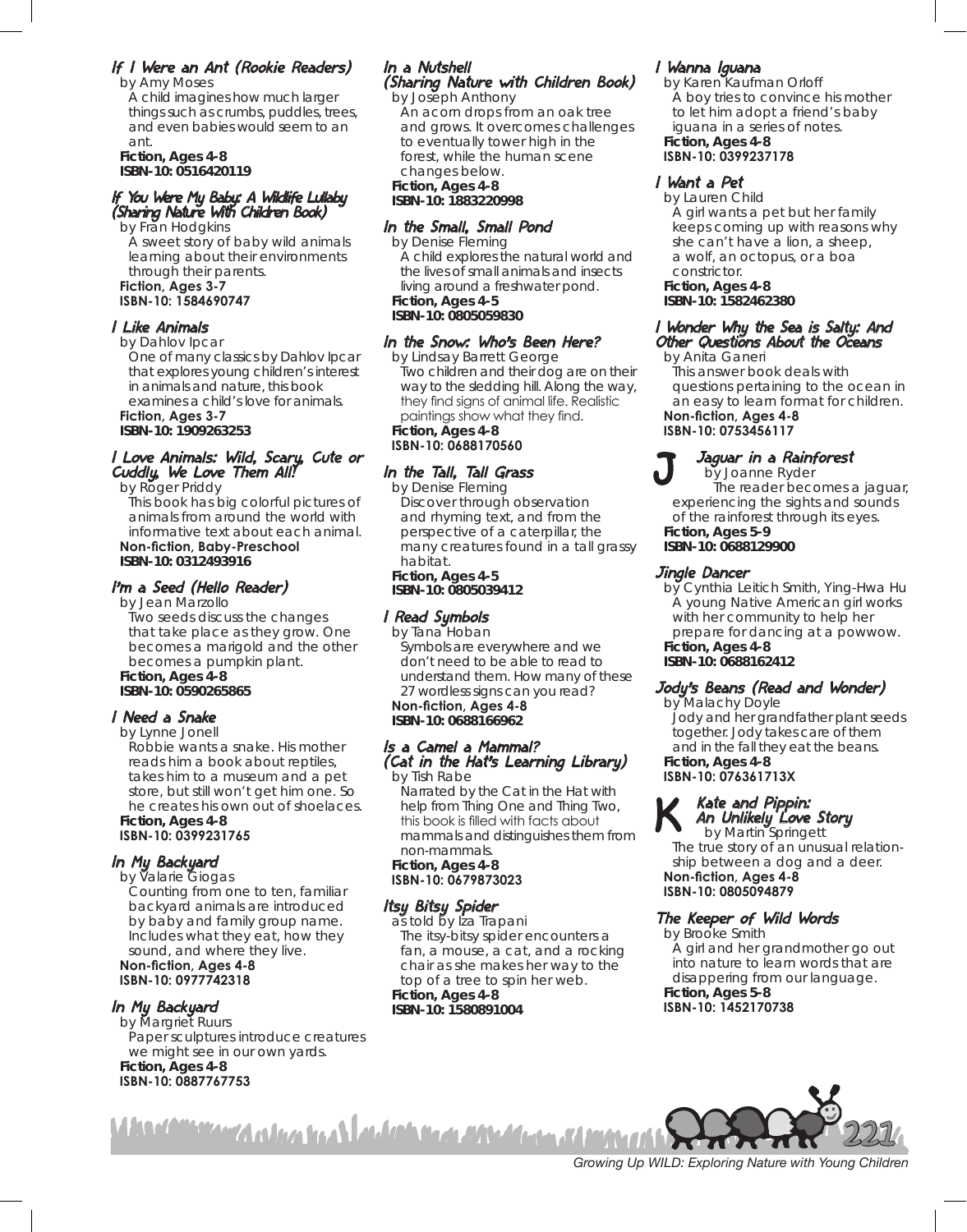### If I Were an Ant (Rookie Readers)

by Amy Moses

A child imagines how much larger things such as crumbs, puddles, trees, and even babies would seem to an ant.

**Fiction, Ages 4-8**
**ISBN-10: 0516420119**

### If You Were My Baby: A Wildlife Lullaby (Sharing Nature With Children Book)

by Fran Hodgkins

A sweet story of baby wild animals learning about their environments through their parents.

**Fiction, Ages 3-7**
**ISBN-10: 1584690747**

### I Like Animals

by Dahlov Ipcar

One of many classics by Dahlov Ipcar that explores young children's interest in animals and nature, this book examines a child's love for animals.

**Fiction, Ages 3-7**
**ISBN-10: 1909263253**

### I Love Animals: Wild, Scary, Cute or Cuddly, We Love Them All!

by Roger Priddy

This book has big colorful pictures of animals from around the world with informative text about each animal.

**Non-fiction, Baby-Preschool**
**ISBN-10: 0312493916**

### I'm a Seed (Hello Reader)

by Jean Marzollo

Two seeds discuss the changes that take place as they grow. One becomes a marigold and the other becomes a pumpkin plant.

**Fiction, Ages 4-8**
**ISBN-10: 0590265865**

### I Need a Snake

by Lynne Jonell

Robbie wants a snake. His mother reads him a book about reptiles, takes him to a museum and a pet store, but still won't get him one. So he creates his own out of shoelaces.

**Fiction, Ages 4-8**
**ISBN-10: 0399231765**

### In My Backyard

by Valarie Giogas

Counting from one to ten, familiar backyard animals are introduced by baby and family group name. Includes what they eat, how they sound, and where they live.

**Non-fiction, Ages 4-8**
**ISBN-10: 0977742318**

### In My Backyard

by Margriet Ruurs

Paper sculptures introduce creatures we might see in our own yards.

**Fiction, Ages 4-8**
**ISBN-10: 0887767753**

### In a Nutshell (Sharing Nature with Children Book)

by Joseph Anthony

An acorn drops from an oak tree and grows. It overcomes challenges to eventually tower high in the forest, while the human scene changes below.

**Fiction, Ages 4-8**
**ISBN-10: 1883220998**

### In the Small, Small Pond

by Denise Fleming

A child explores the natural world and the lives of small animals and insects living around a freshwater pond.

**Fiction, Ages 4-5**
**ISBN-10: 0805059830**

### In the Snow: Who's Been Here?

by Lindsay Barrett George

Two children and their dog are on their way to the sledding hill. Along the way, they find signs of animal life. Realistic paintings show what they find.

**Fiction, Ages 4-8**
**ISBN-10: 0688170560**

### In the Tall, Tall Grass

by Denise Fleming

Discover through observation and rhyming text, and from the perspective of a caterpillar, the many creatures found in a tall grassy habitat.

**Fiction, Ages 4-5**
**ISBN-10: 0805039412**

### I Read Symbols

by Tana Hoban

Symbols are everywhere and we don't need to be able to read to understand them. How many of these 27 wordless signs can you read?

**Non-fiction, Ages 4-8**
**ISBN-10: 0688166962**

### Is a Camel a Mammal? (Cat in the Hat's Learning Library)

by Tish Rabe

Narrated by the Cat in the Hat with help from Thing One and Thing Two, this book is filled with facts about mammals and distinguishes them from non-mammals.

**Fiction, Ages 4-8**
**ISBN-10: 0679873023**

### Itsy Bitsy Spider

as told by Iza Trapani

The itsy-bitsy spider encounters a fan, a mouse, a cat, and a rocking chair as she makes her way to the top of a tree to spin her web.

**Fiction, Ages 4-8**
**ISBN-10: 1580891004**

### I Wanna Iguana

by Karen Kaufman Orloff

A boy tries to convince his mother to let him adopt a friend's baby iguana in a series of notes.

**Fiction, Ages 4-8**
**ISBN-10: 0399237178**

### I Want a Pet

by Lauren Child

A girl wants a pet but her family keeps coming up with reasons why she can't have a lion, a sheep, a wolf, an octopus, or a boa constrictor.

**Fiction, Ages 4-8**
**ISBN-10: 1582462380**

### I Wonder Why the Sea is Salty: And Other Questions About the Oceans

by Anita Ganeri

This answer book deals with questions pertaining to the ocean in an easy to learn format for children.

**Non-fiction, Ages 4-8**
**ISBN-10: 0753456117**

## J

### Jaguar in a Rainforest

by Joanne Ryder

The reader becomes a jaguar, experiencing the sights and sounds of the rainforest through its eyes.

**Fiction, Ages 5-9**
**ISBN-10: 0688129900**

### Jingle Dancer

by Cynthia Leitich Smith, Ying-Hwa Hu

A young Native American girl works with her community to help her prepare for dancing at a powwow.

**Fiction, Ages 4-8**
**ISBN-10: 0688162412**

### Jody's Beans (Read and Wonder)

by Malachy Doyle

Jody and her grandfather plant seeds together. Jody takes care of them and in the fall they eat the beans.

**Fiction, Ages 4-8**
**ISBN-10: 076361713X**

## K

### Kate and Pippin: An Unlikely Love Story

by Martin Springett

The true story of an unusual relationship between a dog and a deer.

**Non-fiction, Ages 4-8**
**ISBN-10: 0805094879**

### The Keeper of Wild Words

by Brooke Smith

A girl and her grandmother go out into nature to learn words that are disappearing from our language.

**Fiction, Ages 5-8**
**ISBN-10: 1452170738**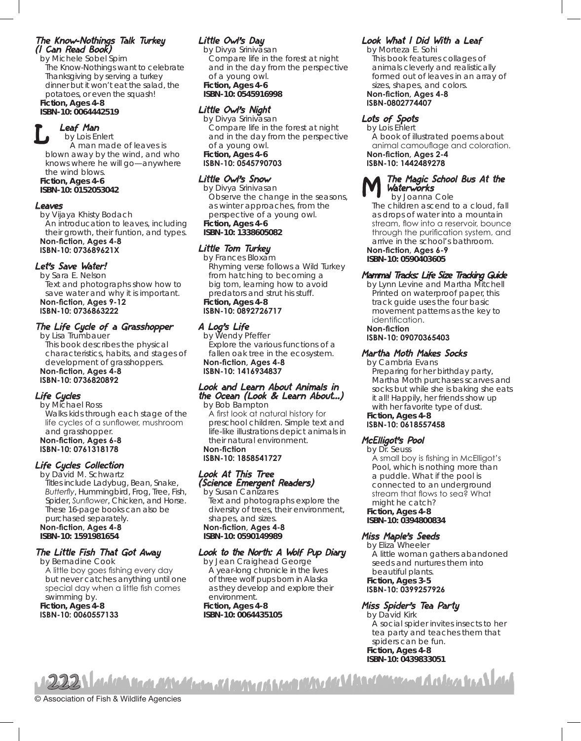### The Know-Nothings Talk Turkey (I Can Read Book)

by Michele Sobel Spirn

The Know-Nothings want to celebrate Thanksgiving by serving a turkey dinner but it won't eat the salad, the potatoes, or even the squash!

**Fiction, Ages 4-8**
**ISBN-10: 0064442519**

## L

### Leaf Man

by Lois Enlert

A man made of leaves is blown away by the wind, and who knows where he will go—anywhere the wind blows.

**Fiction, Ages 4-6**
**ISBN-10: 0152053042**

### Leaves

by Vijaya Khisty Bodach

An introducation to leaves, including their growth, their funtion, and types.

**Non-fiction, Ages 4-8**
**ISBN-10: 073689621X**

### Let's Save Water!

by Sara E. Nelson

Text and photographs show how to save water and why it is important.

**Non-fiction, Ages 9-12**
**ISBN-10: 0736863222**

### The Life Cycle of a Grasshopper

by Lisa Trumbauer

This book describes the physical characteristics, habits, and stages of development of grasshoppers.

**Non-fiction, Ages 4-8**
**ISBN-10: 0736820892**

### Life Cycles

by Michael Ross

Walks kids through each stage of the life cycles of a sunflower, mushroom and grasshopper.

**Non-fiction, Ages 6-8**
**ISBN-10: 0761318178**

### Life Cycles Collection

by David M. Schwartz

Titles include Ladybug, Bean, Snake, *Butterfly*, Hummingbird, Frog, Tree, Fish, Spider, *Sunflower*, Chicken, and Horse. These 16-page books can also be purchased separately.

**Non-fiction, Ages 4-8**
**ISBN-10: 1591981654**

### The Little Fish That Got Away

by Bernadine Cook

A little boy goes fishing every day but never catches anything until one special day when a little fish comes swimming by.

**Fiction, Ages 4-8**
**ISBN-10: 0060557133**

### Little Owl's Day

by Divya Srinivasan

Compare life in the forest at night and in the day from the perspective of a young owl.

**Fiction, Ages 4-6**
**ISBN-10: 0545916998**

### Little Owl's Night

by Divya Srinivasan

Compare life in the forest at night and in the day from the perspective of a young owl.

**Fiction, Ages 4-6**
**ISBN-10: 0545790703**

### Little Owl's Snow

by Divya Srinivasan

Observe the change in the seasons, as winter approaches, from the perspective of a young owl.

**Fiction, Ages 4-6**
**ISBN-10: 1338605082**

### Little Tom Turkey

by Frances Bloxam

Rhyming verse follows a Wild Turkey from hatching to becoming a big tom, learning how to avoid predators and strut his stuff.

**Fiction, Ages 4-8**
**ISBN-10: 0892726717**

### A Log's Life

by Wendy Pfeffer

Explore the various functions of a fallen oak tree in the ecosystem.

**Non-fiction, Ages 4-8**
**ISBN-10: 1416934837**

### Look and Learn About Animals in the Ocean (Look & Learn About...)

by Bob Bampton

A first look at natural history for preschool children. Simple text and life-like illustrations depict animals in their natural environment.

**Non-fiction**
**ISBN-10: 1858541727**

### Look At This Tree (Science Emergent Readers)

by Susan Canizares

Text and photographs explore the diversity of trees, their environment, shapes, and sizes.

**Non-fiction, Ages 4-8**
**ISBN-10: 0590149989**

### Look to the North: A Wolf Pup Diary

by Jean Craighead George

A year-long chronicle in the lives of three wolf pups born in Alaska as they develop and explore their environment.

**Fiction, Ages 4-8**
**ISBN-10: 0064435105**

### Look What I Did With a Leaf

by Morteza E. Sohi

This book features collages of animals cleverly and realistically formed out of leaves in an array of sizes, shapes, and colors.

**Non-fiction, Ages 4-8**
**ISBN-0802774407**

### Lots of Spots

by Lois Ehlert

A book of illustrated poems about animal camouflage and coloration.

**Non-fiction, Ages 2-4**
**ISBN-10: 1442489278**

## M

### The Magic School Bus At the Waterworks

by Joanna Cole

The children ascend to a cloud, fall as drops of water into a mountain stream, flow into a reservoir, bounce through the purification system, and arrive in the school's bathroom.

**Non-fiction, Ages 6-9**
**ISBN-10: 0590403605**

### Mammal Tracks: Life Size Tracking Guide

by Lynn Levine and Martha Mitchell

Printed on waterproof paper, this track guide uses the four basic movement patterns as the key to identification.

**Non-fiction**
**ISBN-10: 09070365403**

### Martha Moth Makes Socks

by Cambria Evans

Preparing for her birthday party, Martha Moth purchases scarves and socks but while she is baking she eats it all! Happily, her friends show up with her favorite type of dust.

**Fiction, Ages 4-8**
**ISBN-10: 0618557458**

### McElligot's Pool

by Dr. Seuss

A small boy is fishing in McElligot's Pool, which is nothing more than a puddle. What if the pool is connected to an underground stream that flows to sea? What might he catch?

**Fiction, Ages 4-8**
**ISBN-10: 0394800834**

### Miss Maple's Seeds

by Eliza Wheeler

A little woman gathers abandoned seeds and nurtures them into beautiful plants.

**Fiction, Ages 3-5**
**ISBN-10: 0399257926**

### Miss Spider's Tea Party

by David Kirk

A social spider invites insects to her tea party and teaches them that spiders can be fun.

**Fiction, Ages 4-8**
**ISBN-10: 0439833051**

© Association of Fish & Wildlife Agencies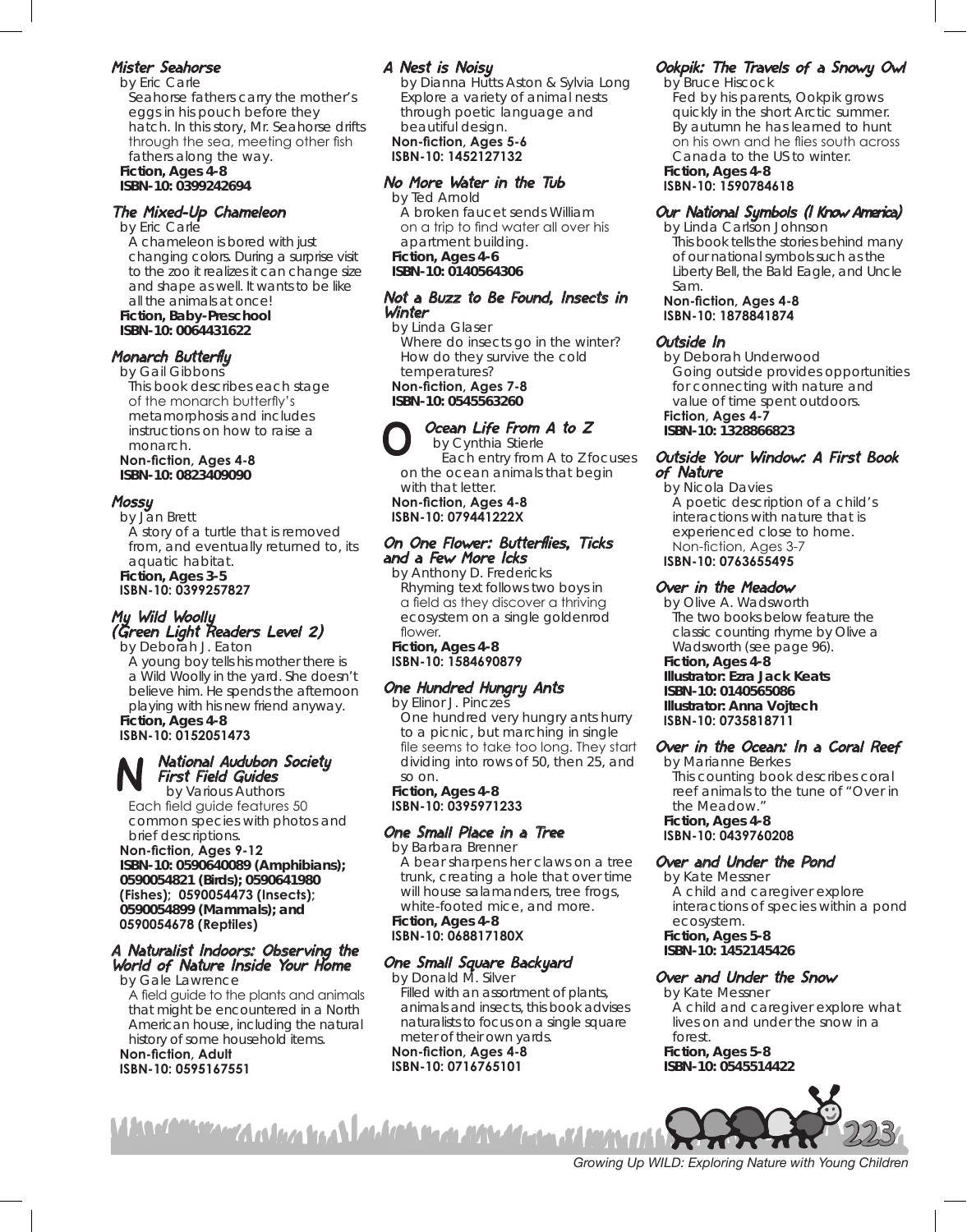### Mister Seahorse

by Eric Carle

Seahorse fathers carry the mother's eggs in his pouch before they hatch. In this story, Mr. Seahorse drifts through the sea, meeting other fish fathers along the way.

**Fiction, Ages 4-8**
**ISBN-10: 0399242694**

### The Mixed-Up Chameleon

by Eric Carle

A chameleon is bored with just changing colors. During a surprise visit to the zoo it realizes it can change size and shape as well. It wants to be like all the animals at once!

**Fiction, Baby-Preschool**
**ISBN-10: 0064431622**

### Monarch Butterfly

by Gail Gibbons

This book describes each stage of the monarch butterfly's metamorphosis and includes instructions on how to raise a monarch.

**Non-fiction, Ages 4-8**
**ISBN-10: 0823409090**

### Mossy

by Jan Brett

A story of a turtle that is removed from, and eventually returned to, its aquatic habitat.

**Fiction, Ages 3-5**
**ISBN-10: 0399257827**

### My Wild Woolly (Green Light Readers Level 2)

by Deborah J. Eaton

A young boy tells his mother there is a Wild Woolly in the yard. She doesn't believe him. He spends the afternoon playing with his new friend anyway.

**Fiction, Ages 4-8**
**ISBN-10: 0152051473**

## N

### National Audubon Society First Field Guides

by Various Authors

Each field guide features 50 common species with photos and brief descriptions.

**Non-fiction, Ages 9-12**
**ISBN-10: 0590640089 (Amphibians); 0590054821 (Birds); 0590641980 (Fishes); 0590054473 (Insects); 0590054899 (Mammals); and 0590054678 (Reptiles)**

### A Naturalist Indoors: Observing the World of Nature Inside Your Home

by Gale Lawrence

A field guide to the plants and animals that might be encountered in a North American house, including the natural history of some household items.

**Non-fiction, Adult**
**ISBN-10: 0595167551**

### A Nest is Noisy

by Dianna Hutts Aston & Sylvia Long

Explore a variety of animal nests through poetic language and beautiful design.

**Non-fiction, Ages 5-6**
**ISBN-10: 1452127132**

### No More Water in the Tub

by Ted Arnold

A broken faucet sends William on a trip to find water all over his apartment building.

**Fiction, Ages 4-6**
**ISBN-10: 0140564306**

### Not a Buzz to Be Found, Insects in Winter

by Linda Glaser

Where do insects go in the winter? How do they survive the cold temperatures?

**Non-fiction, Ages 7-8**
**ISBN-10: 0545563260**

## O

### Ocean Life From A to Z

by Cynthia Stierle

Each entry from A to Z focuses on the ocean animals that begin with that letter.

**Non-fiction, Ages 4-8**
**ISBN-10: 079441222X**

### On One Flower: Butterflies, Ticks and a Few More Icks

by Anthony D. Fredericks

Rhyming text follows two boys in a field as they discover a thriving ecosystem on a single goldenrod flower.

**Fiction, Ages 4-8**
**ISBN-10: 1584690879**

### One Hundred Hungry Ants

by Elinor J. Pinczes

One hundred very hungry ants hurry to a picnic, but marching in single file seems to take too long. They start dividing into rows of 50, then 25, and so on.

**Fiction, Ages 4-8**
**ISBN-10: 0395971233**

### One Small Place in a Tree

by Barbara Brenner

A bear sharpens her claws on a tree trunk, creating a hole that over time will house salamanders, tree frogs, white-footed mice, and more.

**Fiction, Ages 4-8**
**ISBN-10: 068817180X**

### One Small Square Backyard

by Donald M. Silver

Filled with an assortment of plants, animals and insects, this book advises naturalists to focus on a single square meter of their own yards.

**Non-fiction, Ages 4-8**
**ISBN-10: 0716765101**

### Ookpik: The Travels of a Snowy Owl

by Bruce Hiscock

Fed by his parents, Ookpik grows quickly in the short Arctic summer. By autumn he has learned to hunt on his own and he flies south across Canada to the US to winter.

**Fiction, Ages 4-8**
**ISBN-10: 1590784618**

### Our National Symbols (I Know America)

by Linda Carlson Johnson

This book tells the stories behind many of our national symbols such as the Liberty Bell, the Bald Eagle, and Uncle Sam.

**Non-fiction, Ages 4-8**
**ISBN-10: 1878841874**

### Outside In

by Deborah Underwood

Going outside provides opportunities for connecting with nature and value of time spent outdoors.

**Fiction, Ages 4-7**
**ISBN-10: 1328866823**

### Outside Your Window: A First Book of Nature

by Nicola Davies

A poetic description of a child's interactions with nature that is experienced close to home.

Non-fiction, Ages 3-7
**ISBN-10: 0763655495**

### Over in the Meadow

by Olive A. Wadsworth

The two books below feature the classic counting rhyme by Olive a Wadsworth (see page 96).

**Fiction, Ages 4-8**
**Illustrator: Ezra Jack Keats**
**ISBN-10: 0140565086**
**Illustrator: Anna Vojtech**
**ISBN-10: 0735818711**

### Over in the Ocean: In a Coral Reef

by Marianne Berkes

This counting book describes coral reef animals to the tune of "Over in the Meadow."

**Fiction, Ages 4-8**
**ISBN-10: 0439760208**

### Over and Under the Pond

by Kate Messner

A child and caregiver explore interactions of species within a pond ecosystem.

**Fiction, Ages 5-8**
**ISBN-10: 1452145426**

### Over and Under the Snow

by Kate Messner

A child and caregiver explore what lives on and under the snow in a forest.

**Fiction, Ages 5-8**
**ISBN-10: 0545514422**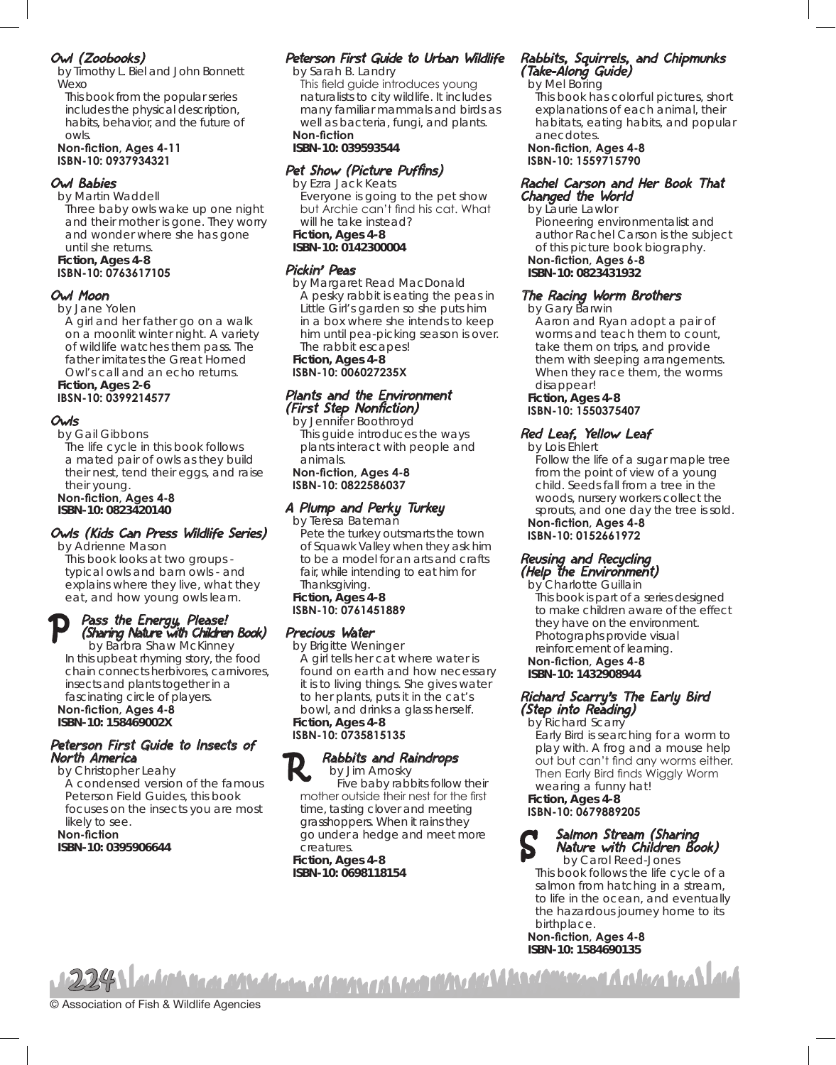### Owl (Zoobooks)

by Timothy L. Biel and John Bonnett Wexo

This book from the popular series includes the physical description, habits, behavior, and the future of owls.

**Non-fiction, Ages 4-11**
**ISBN-10: 0937934321**

### Owl Babies

by Martin Waddell

Three baby owls wake up one night and their mother is gone. They worry and wonder where she has gone until she returns.

**Fiction, Ages 4-8**
**ISBN-10: 0763617105**

### Owl Moon

by Jane Yolen

A girl and her father go on a walk on a moonlit winter night. A variety of wildlife watches them pass. The father imitates the Great Horned Owl's call and an echo returns.

**Fiction, Ages 2-6**
**IBSN-10: 0399214577**

### Owls

by Gail Gibbons

The life cycle in this book follows a mated pair of owls as they build their nest, tend their eggs, and raise their young.

**Non-fiction, Ages 4-8**
**ISBN-10: 0823420140**

### Owls (Kids Can Press Wildlife Series)

by Adrienne Mason

This book looks at two groups - typical owls and barn owls - and explains where they live, what they eat, and how young owls learn.

## P

### Pass the Energy, Please! (Sharing Nature with Children Book)

by Barbra Shaw McKinney

In this upbeat rhyming story, the food chain connects herbivores, carnivores, insects and plants together in a fascinating circle of players.

**Non-fiction, Ages 4-8**
**ISBN-10: 158469002X**

### Peterson First Guide to Insects of North America

by Christopher Leahy

A condensed version of the famous Peterson Field Guides, this book focuses on the insects you are most likely to see.

**Non-fiction**
**ISBN-10: 0395906644**

### Peterson First Guide to Urban Wildlife

by Sarah B. Landry

This field guide introduces young naturalists to city wildlife. It includes many familiar mammals and birds as well as bacteria, fungi, and plants.

**Non-fiction**
**ISBN-10: 039593544**

### Pet Show (Picture Puffins)

by Ezra Jack Keats

Everyone is going to the pet show but Archie can't find his cat. What will he take instead?

**Fiction, Ages 4-8**
**ISBN-10: 0142300004**

### Pickin' Peas

by Margaret Read MacDonald

A pesky rabbit is eating the peas in Little Girl's garden so she puts him in a box where she intends to keep him until pea-picking season is over. The rabbit escapes!

**Fiction, Ages 4-8**
**ISBN-10: 006027235X**

### Plants and the Environment (First Step Nonfiction)

by Jennifer Boothroyd

This guide introduces the ways plants interact with people and animals.

**Non-fiction, Ages 4-8**
**ISBN-10: 0822586037**

### A Plump and Perky Turkey

by Teresa Bateman

Pete the turkey outsmarts the town of Squawk Valley when they ask him to be a model for an arts and crafts fair, while intending to eat him for Thanksgiving.

**Fiction, Ages 4-8**
**ISBN-10: 0761451889**

### Precious Water

by Brigitte Weninger

A girl tells her cat where water is found on earth and how necessary it is to living things. She gives water to her plants, puts it in the cat's bowl, and drinks a glass herself.

**Fiction, Ages 4-8**
**ISBN-10: 0735815135**

## R

### Rabbits and Raindrops

by Jim Arnosky

Five baby rabbits follow their mother outside their nest for the first time, tasting clover and meeting grasshoppers. When it rains they go under a hedge and meet more creatures.

**Fiction, Ages 4-8**
**ISBN-10: 0698118154**

### Rabbits, Squirrels, and Chipmunks (Take-Along Guide)

by Mel Boring

This book has colorful pictures, short explanations of each animal, their habitats, eating habits, and popular anecdotes.

**Non-fiction, Ages 4-8**
**ISBN-10: 1559715790**

### Rachel Carson and Her Book That Changed the World

by Laurie Lawlor

Pioneering environmentalist and author Rachel Carson is the subject of this picture book biography.

**Non-fiction, Ages 6-8**
**ISBN-10: 0823431932**

### The Racing Worm Brothers

by Gary Barwin

Aaron and Ryan adopt a pair of worms and teach them to count, take them on trips, and provide them with sleeping arrangements. When they race them, the worms disappear!

**Fiction, Ages 4-8**
**ISBN-10: 1550375407**

### Red Leaf, Yellow Leaf

by Lois Ehlert

Follow the life of a sugar maple tree from the point of view of a young child. Seeds fall from a tree in the woods, nursery workers collect the sprouts, and one day the tree is sold.

**Non-fiction, Ages 4-8**
**ISBN-10: 0152661972**

### Reusing and Recycling (Help the Environment)

by Charlotte Guillain

This book is part of a series designed to make children aware of the effect they have on the environment. Photographs provide visual reinforcement of learning.

**Non-fiction, Ages 4-8**
**ISBN-10: 1432908944**

### Richard Scarry's The Early Bird (Step into Reading)

by Richard Scarry

Early Bird is searching for a worm to play with. A frog and a mouse help out but can't find any worms either. Then Early Bird finds Wiggly Worm wearing a funny hat!

**Fiction, Ages 4-8**
**ISBN-10: 0679889205**

## S

### Salmon Stream (Sharing Nature with Children Book)

by Carol Reed-Jones

This book follows the life cycle of a salmon from hatching in a stream, to life in the ocean, and eventually the hazardous journey home to its birthplace.

**Non-fiction, Ages 4-8**
**ISBN-10: 1584690135**

© Association of Fish & Wildlife Agencies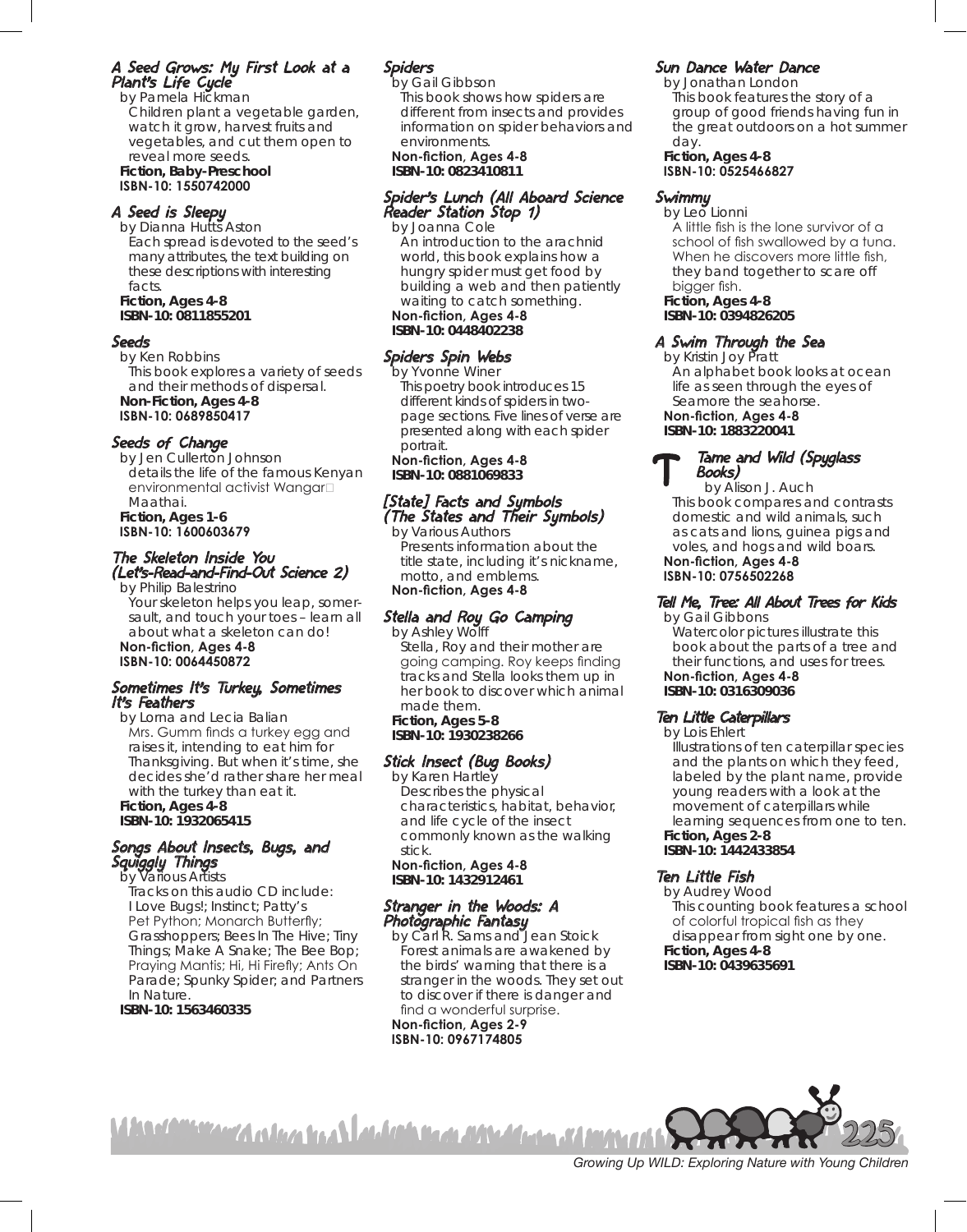### A Seed Grows: My First Look at a Plant's Life Cycle

by Pamela Hickman

Children plant a vegetable garden, watch it grow, harvest fruits and vegetables, and cut them open to reveal more seeds.

**Fiction, Baby-Preschool**
**ISBN-10: 1550742000**

### A Seed is Sleepy

by Dianna Hutts Aston

Each spread is devoted to the seed's many attributes, the text building on these descriptions with interesting facts.

**Fiction, Ages 4-8**
**ISBN-10: 0811855201**

### Seeds

by Ken Robbins

This book explores a variety of seeds and their methods of dispersal.

**Non-Fiction, Ages 4-8**
**ISBN-10: 0689850417**

### Seeds of Change

by Jen Cullerton Johnson

details the life of the famous Kenyan environmental activist Wangar Maathai.

**Fiction, Ages 1-6**
**ISBN-10: 1600603679**

### The Skeleton Inside You (Let's-Read-and-Find-Out Science 2)

by Philip Balestrino

Your skeleton helps you leap, somersault, and touch your toes – learn all about what a skeleton can do!

**Non-fiction, Ages 4-8**
**ISBN-10: 0064450872**

### Sometimes It's Turkey, Sometimes It's Feathers

by Lorna and Lecia Balian

Mrs. Gumm finds a turkey egg and raises it, intending to eat him for Thanksgiving. But when it's time, she decides she'd rather share her meal with the turkey than eat it.

**Fiction, Ages 4-8**
**ISBN-10: 1932065415**

### Songs About Insects, Bugs, and Squiggly Things

by Various Artists

Tracks on this audio CD include: I Love Bugs!; Instinct; Patty's Pet Python; Monarch Butterfly; Grasshoppers; Bees In The Hive; Tiny Things; Make A Snake; The Bee Bop; Praying Mantis; Hi, Hi Firefly; Ants On Parade; Spunky Spider; and Partners In Nature.

**ISBN-10: 1563460335**

### Spiders

by Gail Gibbson

This book shows how spiders are different from insects and provides information on spider behaviors and environments.

**Non-fiction, Ages 4-8**
**ISBN-10: 0823410811**

### Spider's Lunch (All Aboard Science Reader Station Stop 1)

by Joanna Cole

An introduction to the arachnid world, this book explains how a hungry spider must get food by building a web and then patiently waiting to catch something.

**Non-fiction, Ages 4-8**
**ISBN-10: 0448402238**

### Spiders Spin Webs

by Yvonne Winer

This poetry book introduces 15 different kinds of spiders in two-page sections. Five lines of verse are presented along with each spider portrait.

**Non-fiction, Ages 4-8**
**ISBN-10: 0881069833**

### [State] Facts and Symbols (The States and Their Symbols)

by Various Authors

Presents information about the title state, including it's nickname, motto, and emblems.

**Non-fiction, Ages 4-8**

### Stella and Roy Go Camping

by Ashley Wolff

Stella, Roy and their mother are going camping. Roy keeps finding tracks and Stella looks them up in her book to discover which animal made them.

**Fiction, Ages 5-8**
**ISBN-10: 1930238266**

### Stick Insect (Bug Books)

by Karen Hartley

Describes the physical characteristics, habitat, behavior, and life cycle of the insect commonly known as the walking stick.

**Non-fiction, Ages 4-8**
**ISBN-10: 1432912461**

### Stranger in the Woods: A Photographic Fantasy

by Carl R. Sams and Jean Stoick

Forest animals are awakened by the birds' warning that there is a stranger in the woods. They set out to discover if there is danger and find a wonderful surprise.

**Non-fiction, Ages 2-9**
**ISBN-10: 0967174805**

### Sun Dance Water Dance

by Jonathan London

This book features the story of a group of good friends having fun in the great outdoors on a hot summer day.

**Fiction, Ages 4-8**
**ISBN-10: 0525466827**

### Swimmy

by Leo Lionni

A little fish is the lone survivor of a school of fish swallowed by a tuna. When he discovers more little fish, they band together to scare off bigger fish.

**Fiction, Ages 4-8**
**ISBN-10: 0394826205**

### A Swim Through the Sea

by Kristin Joy Pratt

An alphabet book looks at ocean life as seen through the eyes of Seamore the seahorse.

**Non-fiction, Ages 4-8**
**ISBN-10: 1883220041**

## T

### Tame and Wild (Spyglass Books)

by Alison J. Auch

This book compares and contrasts domestic and wild animals, such as cats and lions, guinea pigs and voles, and hogs and wild boars.

**Non-fiction, Ages 4-8**
**ISBN-10: 0756502268**

### Tell Me, Tree: All About Trees for Kids

by Gail Gibbons

Watercolor pictures illustrate this book about the parts of a tree and their functions, and uses for trees.

**Non-fiction, Ages 4-8**
**ISBN-10: 0316309036**

### Ten Little Caterpillars

by Lois Ehlert

Illustrations of ten caterpillar species and the plants on which they feed, labeled by the plant name, provide young readers with a look at the movement of caterpillars while learning sequences from one to ten.

**Fiction, Ages 2-8**
**ISBN-10: 1442433854**

### Ten Little Fish

by Audrey Wood

This counting book features a school of colorful tropical fish as they disappear from sight one by one.

**Fiction, Ages 4-8**
**ISBN-10: 0439635691**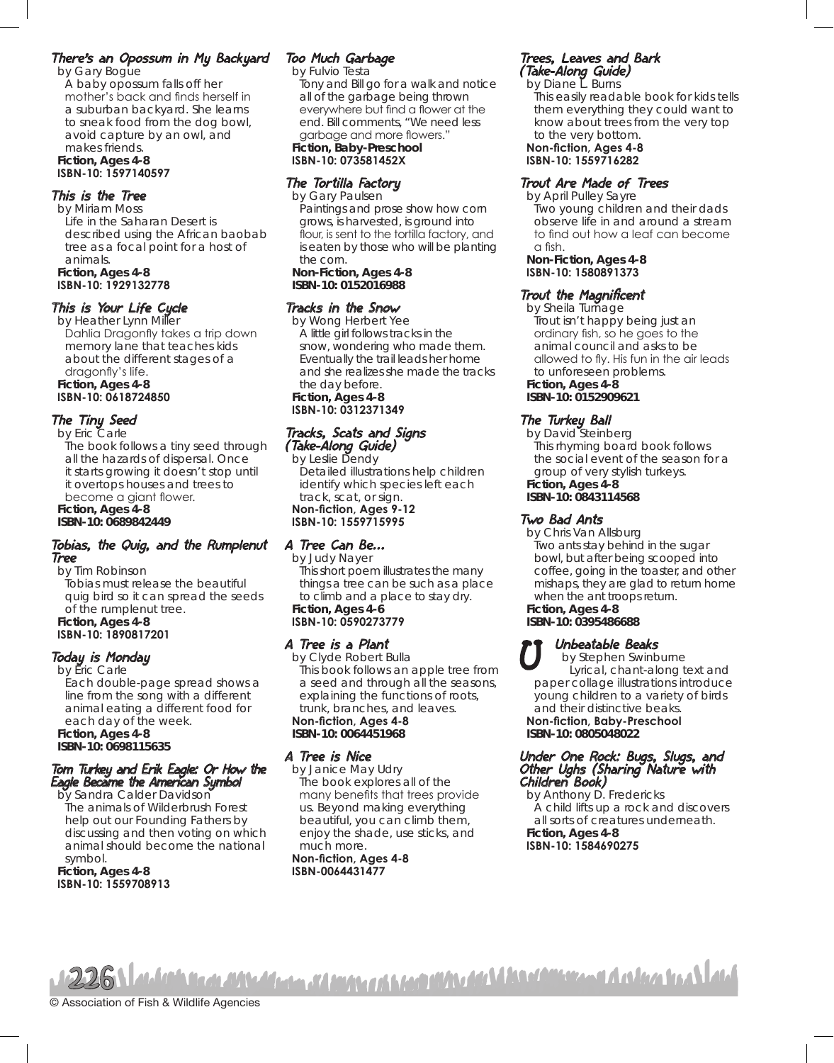### *There's an Opossum in My Backyard*

by Gary Bogue

A baby opossum falls off her mother's back and finds herself in a suburban backyard. She learns to sneak food from the dog bowl, avoid capture by an owl, and makes friends.

**Fiction, Ages 4-8**
**ISBN-10: 1597140597**

### *This is the Tree*

by Miriam Moss

Life in the Saharan Desert is described using the African baobab tree as a focal point for a host of animals.

**Fiction, Ages 4-8**
**ISBN-10: 1929132778**

### *This is Your Life Cycle*

by Heather Lynn Miller

Dahlia Dragonfly takes a trip down memory lane that teaches kids about the different stages of a dragonfly's life.

**Fiction, Ages 4-8**
**ISBN-10: 0618724850**

### *The Tiny Seed*

by Eric Carle

The book follows a tiny seed through all the hazards of dispersal. Once it starts growing it doesn't stop until it overtops houses and trees to become a giant flower.

**Fiction, Ages 4-8**
**ISBN-10: 0689842449**

### *Tobias, the Quig, and the Rumplenut Tree*

by Tim Robinson

Tobias must release the beautiful quig bird so it can spread the seeds of the rumplenut tree.

**Fiction, Ages 4-8**
**ISBN-10: 1890817201**

### *Today is Monday*

by Eric Carle

Each double-page spread shows a line from the song with a different animal eating a different food for each day of the week.

**Fiction, Ages 4-8**
**ISBN-10: 0698115635**

### *Tom Turkey and Erik Eagle: Or How the Eagle Became the American Symbol*

by Sandra Calder Davidson

The animals of Wilderbrush Forest help out our Founding Fathers by discussing and then voting on which animal should become the national symbol.

**Fiction, Ages 4-8**
**ISBN-10: 1559708913**

### *Too Much Garbage*

by Fulvio Testa

Tony and Bill go for a walk and notice all of the garbage being thrown everywhere but find a flower at the end. Bill comments, "We need less garbage and more flowers."

**Fiction, Baby-Preschool**
**ISBN-10: 073581452X**

### *The Tortilla Factory*

by Gary Paulsen

Paintings and prose show how corn grows, is harvested, is ground into flour, is sent to the tortilla factory, and is eaten by those who will be planting the corn.

**Non-Fiction, Ages 4-8**
**ISBN-10: 0152016988**

### *Tracks in the Snow*

by Wong Herbert Yee

A little girl follows tracks in the snow, wondering who made them. Eventually the trail leads her home and she realizes she made the tracks the day before.

**Fiction, Ages 4-8**
**ISBN-10: 0312371349**

### *Tracks, Scats and Signs (Take-Along Guide)*

by Leslie Dendy

Detailed illustrations help children identify which species left each track, scat, or sign.

**Non-fiction, Ages 9-12**
**ISBN-10: 1559715995**

### *A Tree Can Be...*

by Judy Nayer

This short poem illustrates the many things a tree can be such as a place to climb and a place to stay dry.

**Fiction, Ages 4-6**
**ISBN-10: 0590273779**

### *A Tree is a Plant*

by Clyde Robert Bulla

This book follows an apple tree from a seed and through all the seasons, explaining the functions of roots, trunk, branches, and leaves.

**Non-fiction, Ages 4-8**
**ISBN-10: 0064451968**

### *A Tree is Nice*

by Janice May Udry

The book explores all of the many benefits that trees provide us. Beyond making everything beautiful, you can climb them, enjoy the shade, use sticks, and much more.

**Non-fiction, Ages 4-8**
**ISBN-0064431477**

### *Trees, Leaves and Bark (Take-Along Guide)*

by Diane L. Burns

This easily readable book for kids tells them everything they could want to know about trees from the very top to the very bottom.

**Non-fiction, Ages 4-8**
**ISBN-10: 1559716282**

### *Trout Are Made of Trees*

by April Pulley Sayre

Two young children and their dads observe life in and around a stream to find out how a leaf can become a fish.

**Non-Fiction, Ages 4-8**
**ISBN-10: 1580891373**

### *Trout the Magnificent*

by Sheila Turnage

Trout isn't happy being just an ordinary fish, so he goes to the animal council and asks to be allowed to fly. His fun in the air leads to unforeseen problems.

**Fiction, Ages 4-8**
**ISBN-10: 0152909621**

### *The Turkey Ball*

by David Steinberg

This rhyming board book follows the social event of the season for a group of very stylish turkeys.

**Fiction, Ages 4-8**
**ISBN-10: 0843114568**

### *Two Bad Ants*

by Chris Van Allsburg

Two ants stay behind in the sugar bowl, but after being scooped into coffee, going in the toaster, and other mishaps, they are glad to return home when the ant troops return.

**Fiction, Ages 4-8**
**ISBN-10: 0395486688**

## U

### *Unbeatable Beaks*

by Stephen Swinburne

Lyrical, chant-along text and paper collage illustrations introduce young children to a variety of birds and their distinctive beaks.

**Non-fiction, Baby-Preschool**
**ISBN-10: 0805048022**

### *Under One Rock: Bugs, Slugs, and Other Ughs (Sharing Nature with Children Book)*

by Anthony D. Fredericks

A child lifts up a rock and discovers all sorts of creatures underneath.

**Fiction, Ages 4-8**
**ISBN-10: 1584690275**

© Association of Fish & Wildlife Agencies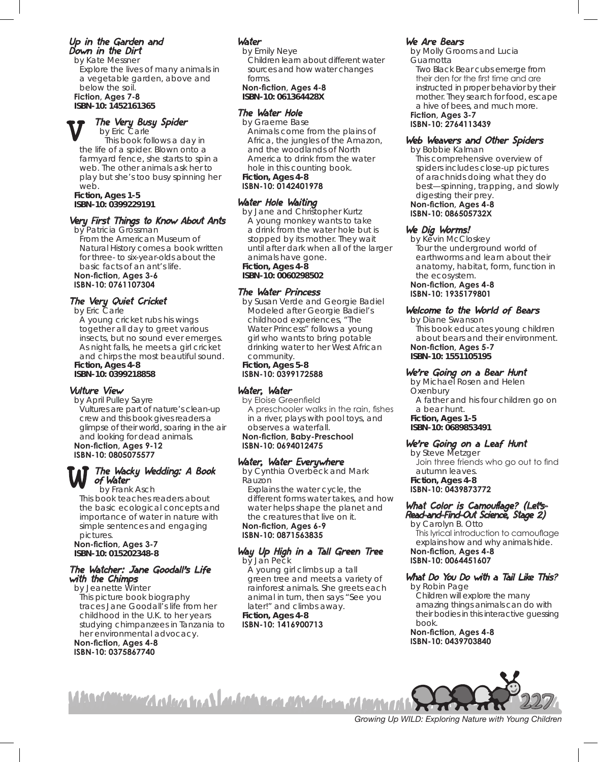### Up in the Garden and Down in the Dirt

by Kate Messner

Explore the lives of many animals in a vegetable garden, above and below the soil.

**Fiction, Ages 7-8**
**ISBN-10: 1452161365**

## V

### The Very Busy Spider

by Eric Carle

This book follows a day in the life of a spider. Blown onto a farmyard fence, she starts to spin a web. The other animals ask her to play but she's too busy spinning her web.

**Fiction, Ages 1-5**
**ISBN-10: 0399229191**

### Very First Things to Know About Ants

by Patricia Grossman

From the American Museum of Natural History comes a book written for three- to six-year-olds about the basic facts of an ant's life.

**Non-fiction, Ages 3-6**
**ISBN-10: 0761107304**

### The Very Quiet Cricket

by Eric Carle

A young cricket rubs his wings together all day to greet various insects, but no sound ever emerges. As night falls, he meets a girl cricket and chirps the most beautiful sound.

**Fiction, Ages 4-8**
**ISBN-10: 0399218858**

### Vulture View

by April Pulley Sayre

Vultures are part of nature's clean-up crew and this book gives readers a glimpse of their world, soaring in the air and looking for dead animals.

**Non-fiction, Ages 9-12**
**ISBN-10: 0805075577**

## W

### The Wacky Wedding: A Book of Water

by Frank Asch

This book teaches readers about the basic ecological concepts and importance of water in nature with simple sentences and engaging pictures.

**Non-fiction, Ages 3-7**
**ISBN-10: 015202348-8**

### The Watcher: Jane Goodall's Life with the Chimps

by Jeanette Winter

This picture book biography traces Jane Goodall's life from her childhood in the U.K. to her years studying chimpanzees in Tanzania to her environmental advocacy.

**Non-fiction, Ages 4-8**
**ISBN-10: 0375867740**

### Water

by Emily Neye

Children learn about different water sources and how water changes forms.

**Non-fiction, Ages 4-8**
**ISBN-10: 061364428X**

### The Water Hole

by Graeme Base

Animals come from the plains of Africa, the jungles of the Amazon, and the woodlands of North America to drink from the water hole in this counting book.

**Fiction, Ages 4-8**
**ISBN-10: 0142401978**

### Water Hole Waiting

by Jane and Christopher Kurtz

A young monkey wants to take a drink from the water hole but is stopped by its mother. They wait until after dark when all of the larger animals have gone.

**Fiction, Ages 4-8**
**ISBN-10: 0060298502**

### The Water Princess

by Susan Verde and Georgie Badiel

Modeled after Georgie Badiel's childhood experiences, "The Water Princess" follows a young girl who wants to bring potable drinking water to her West African community.

**Fiction, Ages 5-8**
**ISBN-10: 0399172588**

### Water, Water

by Eloise Greenfield

A preschooler walks in the rain, fishes in a river, plays with pool toys, and observes a waterfall.

**Non-fiction, Baby-Preschool**
**ISBN-10: 0694012475**

### Water, Water Everywhere

by Cynthia Overbeck and Mark Rauzon

Explains the water cycle, the different forms water takes, and how water helps shape the planet and the creatures that live on it.

**Non-fiction, Ages 6-9**
**ISBN-10: 0871563835**

### Way Up High in a Tall Green Tree

by Jan Peck

A young girl climbs up a tall green tree and meets a variety of rainforest animals. She greets each animal in turn, then says "See you later!" and climbs away.

**Fiction, Ages 4-8**
**ISBN-10: 1416900713**

### We Are Bears

by Molly Grooms and Lucia Guarnotta

Two Black Bear cubs emerge from their den for the first time and are instructed in proper behavior by their mother. They search for food, escape a hive of bees, and much more.

**Fiction, Ages 3-7**
**ISBN-10: 2764113439**

### Web Weavers and Other Spiders

by Bobbie Kalman

This comprehensive overview of spiders includes close-up pictures of arachnids doing what they do best—spinning, trapping, and slowly digesting their prey.

**Non-fiction, Ages 4-8**
**ISBN-10: 086505732X**

### We Dig Worms!

by Kevin McCloskey

Tour the underground world of earthworms and learn about their anatomy, habitat, form, function in the ecosystem.

**Non-fiction, Ages 4-8**
**ISBN-10: 1935179801**

### Welcome to the World of Bears

by Diane Swanson

This book educates young children about bears and their environment.

**Non-fiction, Ages 5-7**
**ISBN-10: 1551105195**

### We're Going on a Bear Hunt

by Michael Rosen and Helen Oxenbury

A father and his four children go on a bear hunt.

**Fiction, Ages 1-5**
**ISBN-10: 0689853491**

### We're Going on a Leaf Hunt

by Steve Metzger

Join three friends who go out to find autumn leaves.

**Fiction, Ages 4-8**
**ISBN-10: 0439873772**

### What Color is Camouflage? (Let's-Read-and-Find-Out Science, Stage 2)

by Carolyn B. Otto

This lyrical introduction to camouflage explains how and why animals hide.

**Non-fiction, Ages 4-8**
**ISBN-10: 0064451607**

### What Do You Do with a Tail Like This?

by Robin Page

Children will explore the many amazing things animals can do with their bodies in this interactive guessing book.

**Non-fiction, Ages 4-8**
**ISBN-10: 0439703840**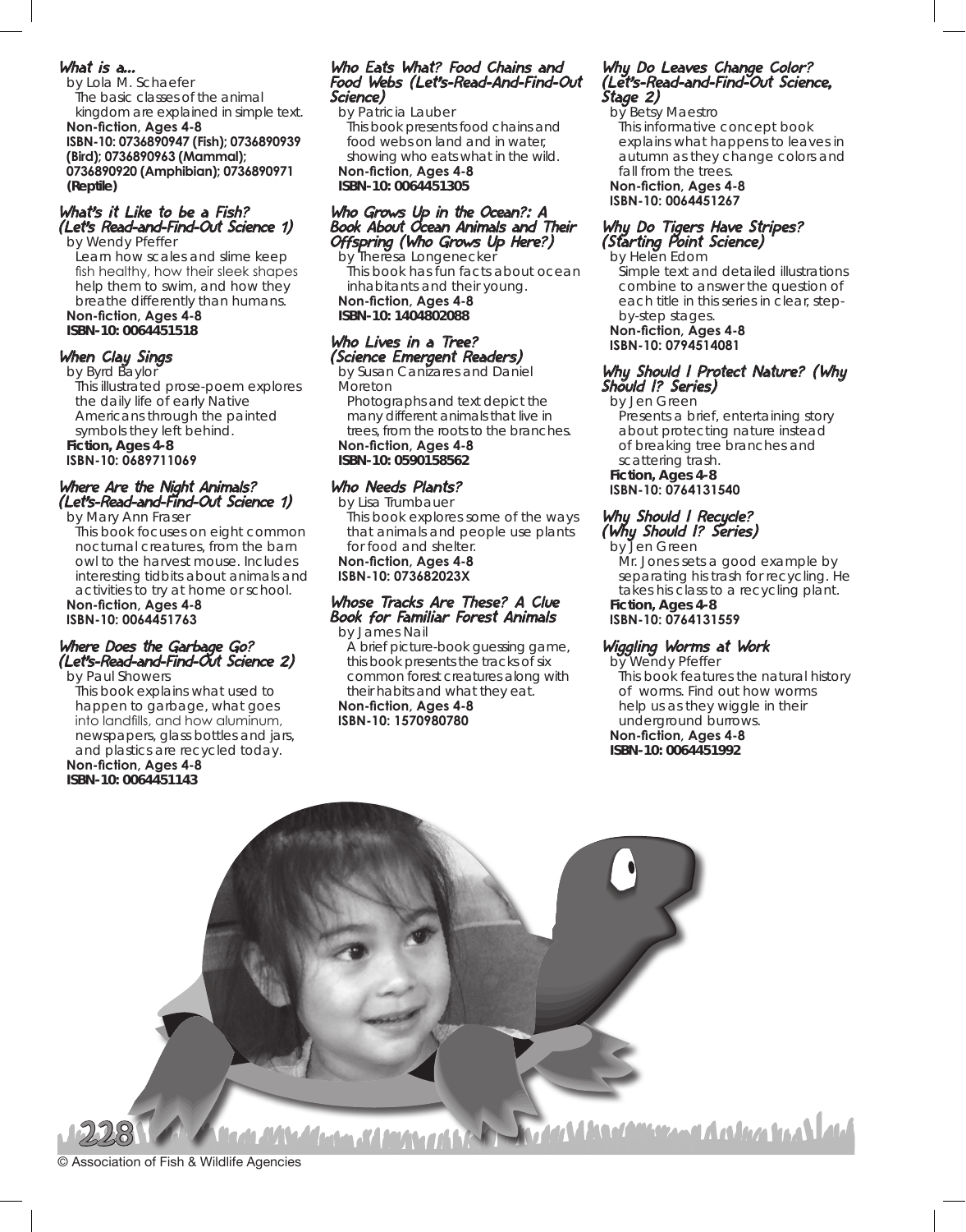### What is a...

by Lola M. Schaefer

The basic classes of the animal kingdom are explained in simple text.

**Non-fiction, Ages 4-8**

**ISBN-10: 0736890947 (Fish); 0736890939 (Bird); 0736890963 (Mammal); 0736890920 (Amphibian); 0736890971 (Reptile)**

### What's it Like to be a Fish? (Let's Read-and-Find-Out Science 1)

by Wendy Pfeffer

Learn how scales and slime keep fish healthy, how their sleek shapes help them to swim, and how they breathe differently than humans.

**Non-fiction, Ages 4-8**

**ISBN-10: 0064451518**

### When Clay Sings

by Byrd Baylor

This illustrated prose-poem explores the daily life of early Native Americans through the painted symbols they left behind.

**Fiction, Ages 4-8**

**ISBN-10: 0689711069**

### Where Are the Night Animals? (Let's-Read-and-Find-Out Science 1)

by Mary Ann Fraser

This book focuses on eight common nocturnal creatures, from the barn owl to the harvest mouse. Includes interesting tidbits about animals and activities to try at home or school.

**Non-fiction, Ages 4-8**

**ISBN-10: 0064451763**

### Where Does the Garbage Go? (Let's-Read-and-Find-Out Science 2)

by Paul Showers

This book explains what used to happen to garbage, what goes into landfills, and how aluminum, newspapers, glass bottles and jars, and plastics are recycled today.

**Non-fiction, Ages 4-8**

**ISBN-10: 0064451143**

### Who Eats What? Food Chains and Food Webs (Let's-Read-And-Find-Out Science)

by Patricia Lauber

This book presents food chains and food webs on land and in water, showing who eats what in the wild.

**Non-fiction, Ages 4-8**

**ISBN-10: 0064451305**

### Who Grows Up in the Ocean?: A Book About Ocean Animals and Their Offspring (Who Grows Up Here?)

by Theresa Longenecker

This book has fun facts about ocean inhabitants and their young.

**Non-fiction, Ages 4-8**

**ISBN-10: 1404802088**

### Who Lives in a Tree? (Science Emergent Readers)

by Susan Canizares and Daniel Moreton

Photographs and text depict the many different animals that live in trees, from the roots to the branches.

**Non-fiction, Ages 4-8**

**ISBN-10: 0590158562**

### Who Needs Plants?

by Lisa Trumbauer

This book explores some of the ways that animals and people use plants for food and shelter.

**Non-fiction, Ages 4-8**

**ISBN-10: 073682023X**

### Whose Tracks Are These? A Clue Book for Familiar Forest Animals

by James Nail

A brief picture-book guessing game, this book presents the tracks of six common forest creatures along with their habits and what they eat.

**Non-fiction, Ages 4-8**

**ISBN-10: 1570980780**

### Why Do Leaves Change Color? (Let's-Read-and-Find-Out Science, Stage 2)

by Betsy Maestro

This informative concept book explains what happens to leaves in autumn as they change colors and fall from the trees.

**Non-fiction, Ages 4-8**

**ISBN-10: 0064451267**

### Why Do Tigers Have Stripes? (Starting Point Science)

by Helen Edom

Simple text and detailed illustrations combine to answer the question of each title in this series in clear, step-by-step stages.

**Non-fiction, Ages 4-8**

**ISBN-10: 0794514081**

### Why Should I Protect Nature? (Why Should I? Series)

by Jen Green

Presents a brief, entertaining story about protecting nature instead of breaking tree branches and scattering trash.

**Fiction, Ages 4-8**

**ISBN-10: 0764131540**

### Why Should I Recycle? (Why Should I? Series)

by Jen Green

Mr. Jones sets a good example by separating his trash for recycling. He takes his class to a recycling plant.

**Fiction, Ages 4-8**

**ISBN-10: 0764131559**

### Wiggling Worms at Work

by Wendy Pfeffer

This book features the natural history of worms. Find out how worms help us as they wiggle in their underground burrows.

**Non-fiction, Ages 4-8**

**ISBN-10: 0064451992**

© Association of Fish & Wildlife Agencies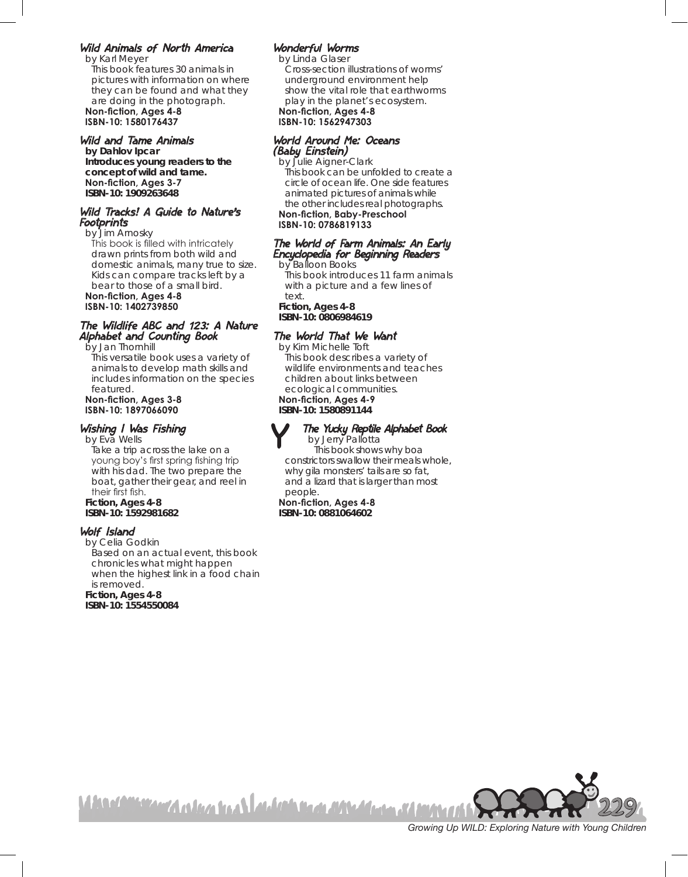### *Wild Animals of North America*

by Karl Meyer

This book features 30 animals in pictures with information on where they can be found and what they are doing in the photograph.

**Non-fiction, Ages 4-8**
**ISBN-10: 1580176437**

### *Wild and Tame Animals*

**by Dahlov Ipcar**

**Introduces young readers to the concept of wild and tame.**

**Non-fiction, Ages 3-7**
**ISBN-10: 1909263648**

### *Wild Tracks! A Guide to Nature's Footprints*

by Jim Arnosky

This book is filled with intricately drawn prints from both wild and domestic animals, many true to size. Kids can compare tracks left by a bear to those of a small bird.

**Non-fiction, Ages 4-8**
**ISBN-10: 1402739850**

### *The Wildlife ABC and 123: A Nature Alphabet and Counting Book*

by Jan Thornhill

This versatile book uses a variety of animals to develop math skills and includes information on the species featured.

**Non-fiction, Ages 3-8**
**ISBN-10: 1897066090**

### *Wishing I Was Fishing*

by Eva Wells

Take a trip across the lake on a young boy's first spring fishing trip with his dad. The two prepare the boat, gather their gear, and reel in their first fish.

**Fiction, Ages 4-8**
**ISBN-10: 1592981682**

### *Wolf Island*

by Celia Godkin

Based on an actual event, this book chronicles what might happen when the highest link in a food chain is removed.

**Fiction, Ages 4-8**
**ISBN-10: 1554550084**

### *Wonderful Worms*

by Linda Glaser

Cross-section illustrations of worms' underground environment help show the vital role that earthworms play in the planet's ecosystem.

**Non-fiction, Ages 4-8**
**ISBN-10: 1562947303**

### *World Around Me: Oceans (Baby Einstein)*

by Julie Aigner-Clark

This book can be unfolded to create a circle of ocean life. One side features animated pictures of animals while the other includes real photographs.

**Non-fiction, Baby-Preschool**
**ISBN-10: 0786819133**

### *The World of Farm Animals: An Early Encyclopedia for Beginning Readers*

by Balloon Books

This book introduces 11 farm animals with a picture and a few lines of text.

**Fiction, Ages 4-8**
**ISBN-10: 0806984619**

### *The World That We Want*

by Kim Michelle Toft

This book describes a variety of wildlife environments and teaches children about links between ecological communities.

**Non-fiction, Ages 4-9**
**ISBN-10: 1580891144**

## Y

### *The Yucky Reptile Alphabet Book*

by Jerry Pallotta

This book shows why boa constrictors swallow their meals whole, why gila monsters' tails are so fat, and a lizard that is larger than most people.

**Non-fiction, Ages 4-8**
**ISBN-10: 0881064602**